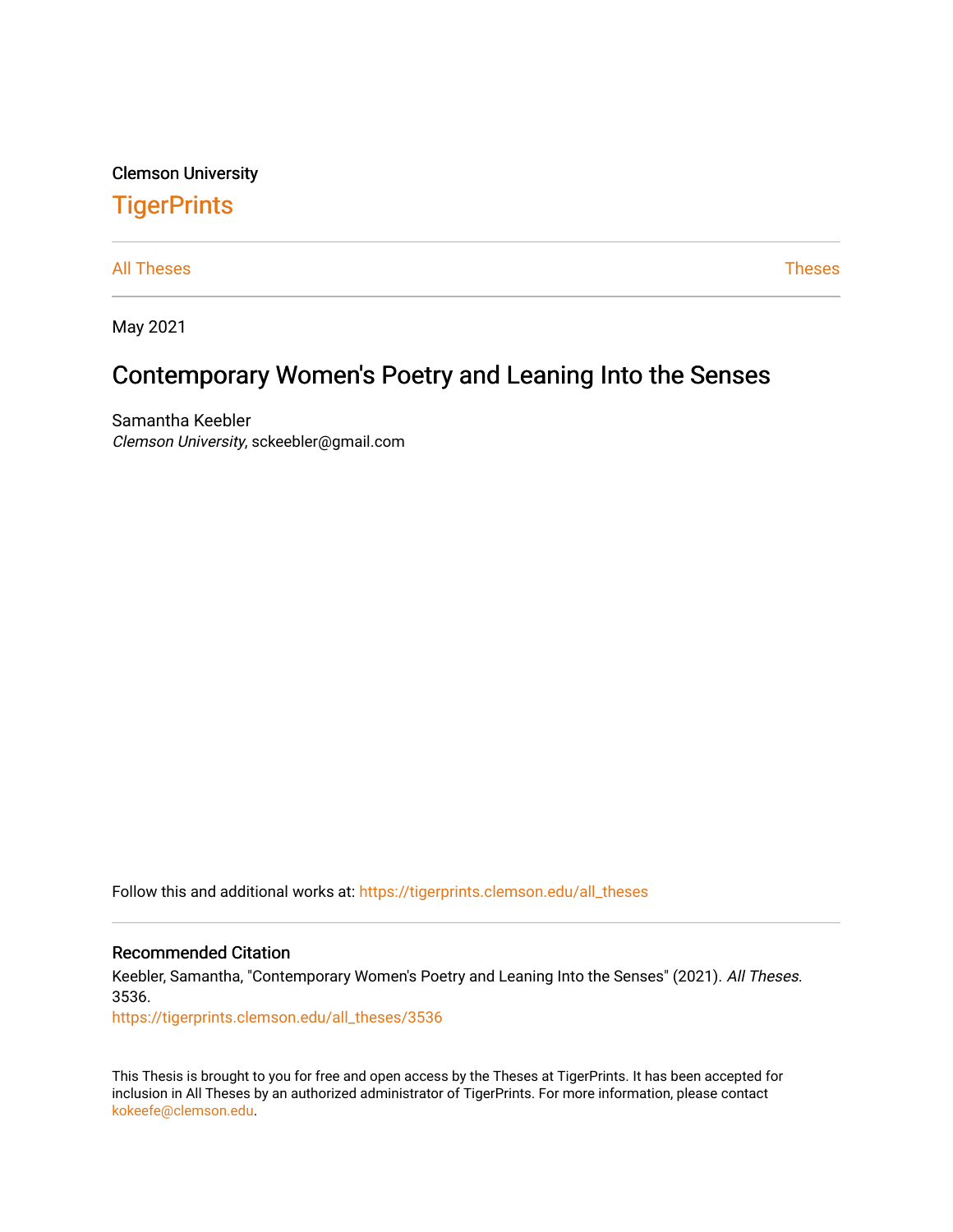Clemson University

# TigerPrints

All Theses | Theses

May 2021

## Contemporary Women's Poetry and Leaning Into the Senses

Samantha Keebler
*Clemson University*, sckeebler@gmail.com

Follow this and additional works at: https://tigerprints.clemson.edu/all_theses

### Recommended Citation

Keebler, Samantha, "Contemporary Women's Poetry and Leaning Into the Senses" (2021). *All Theses*. 3536.
https://tigerprints.clemson.edu/all_theses/3536

This Thesis is brought to you for free and open access by the Theses at TigerPrints. It has been accepted for inclusion in All Theses by an authorized administrator of TigerPrints. For more information, please contact kokeefe@clemson.edu.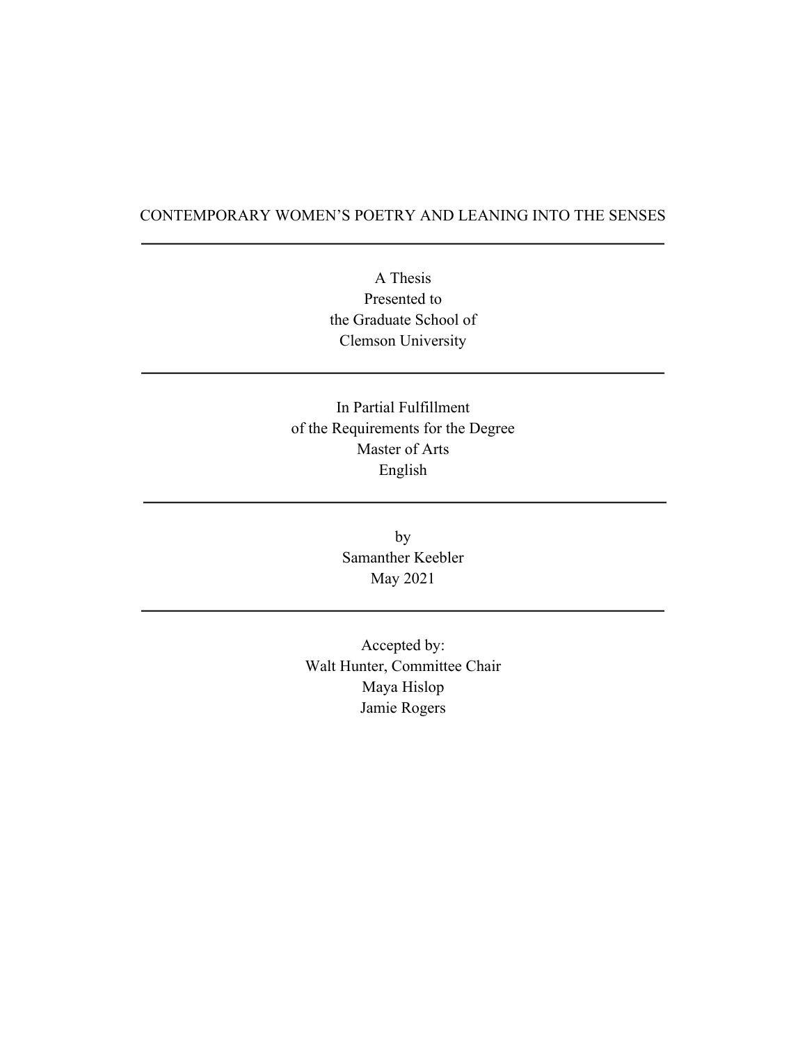# CONTEMPORARY WOMEN'S POETRY AND LEANING INTO THE SENSES

---

A Thesis
Presented to
the Graduate School of
Clemson University

---

In Partial Fulfillment
of the Requirements for the Degree
Master of Arts
English

---

by
Samanther Keebler
May 2021

---

Accepted by:
Walt Hunter, Committee Chair
Maya Hislop
Jamie Rogers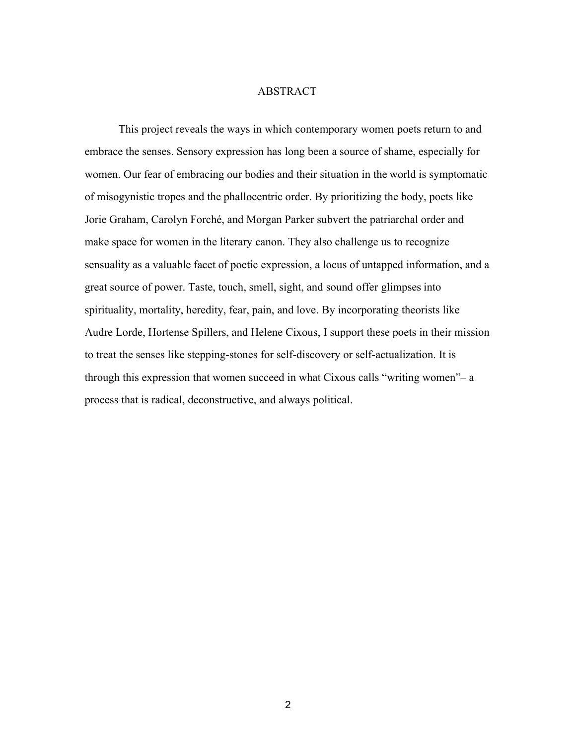# ABSTRACT

This project reveals the ways in which contemporary women poets return to and embrace the senses. Sensory expression has long been a source of shame, especially for women. Our fear of embracing our bodies and their situation in the world is symptomatic of misogynistic tropes and the phallocentric order. By prioritizing the body, poets like Jorie Graham, Carolyn Forché, and Morgan Parker subvert the patriarchal order and make space for women in the literary canon. They also challenge us to recognize sensuality as a valuable facet of poetic expression, a locus of untapped information, and a great source of power. Taste, touch, smell, sight, and sound offer glimpses into spirituality, mortality, heredity, fear, pain, and love. By incorporating theorists like Audre Lorde, Hortense Spillers, and Helene Cixous, I support these poets in their mission to treat the senses like stepping-stones for self-discovery or self-actualization. It is through this expression that women succeed in what Cixous calls "writing women"– a process that is radical, deconstructive, and always political.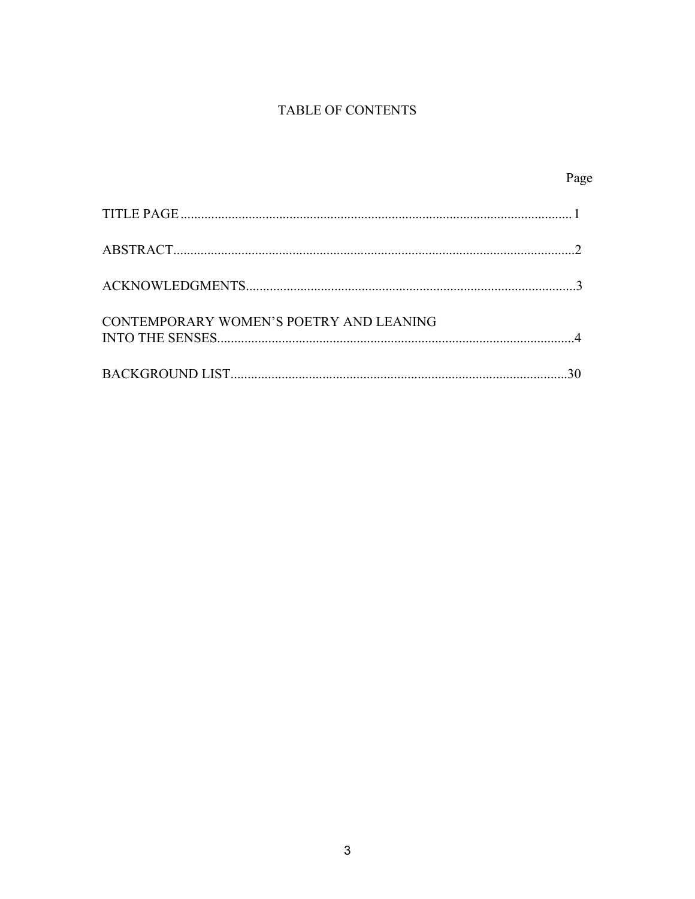# TABLE OF CONTENTS

| | Page |
|---|---|
| TITLE PAGE | 1 |
| ABSTRACT | 2 |
| ACKNOWLEDGMENTS | 3 |
| CONTEMPORARY WOMEN'S POETRY AND LEANING INTO THE SENSES | 4 |
| BACKGROUND LIST | 30 |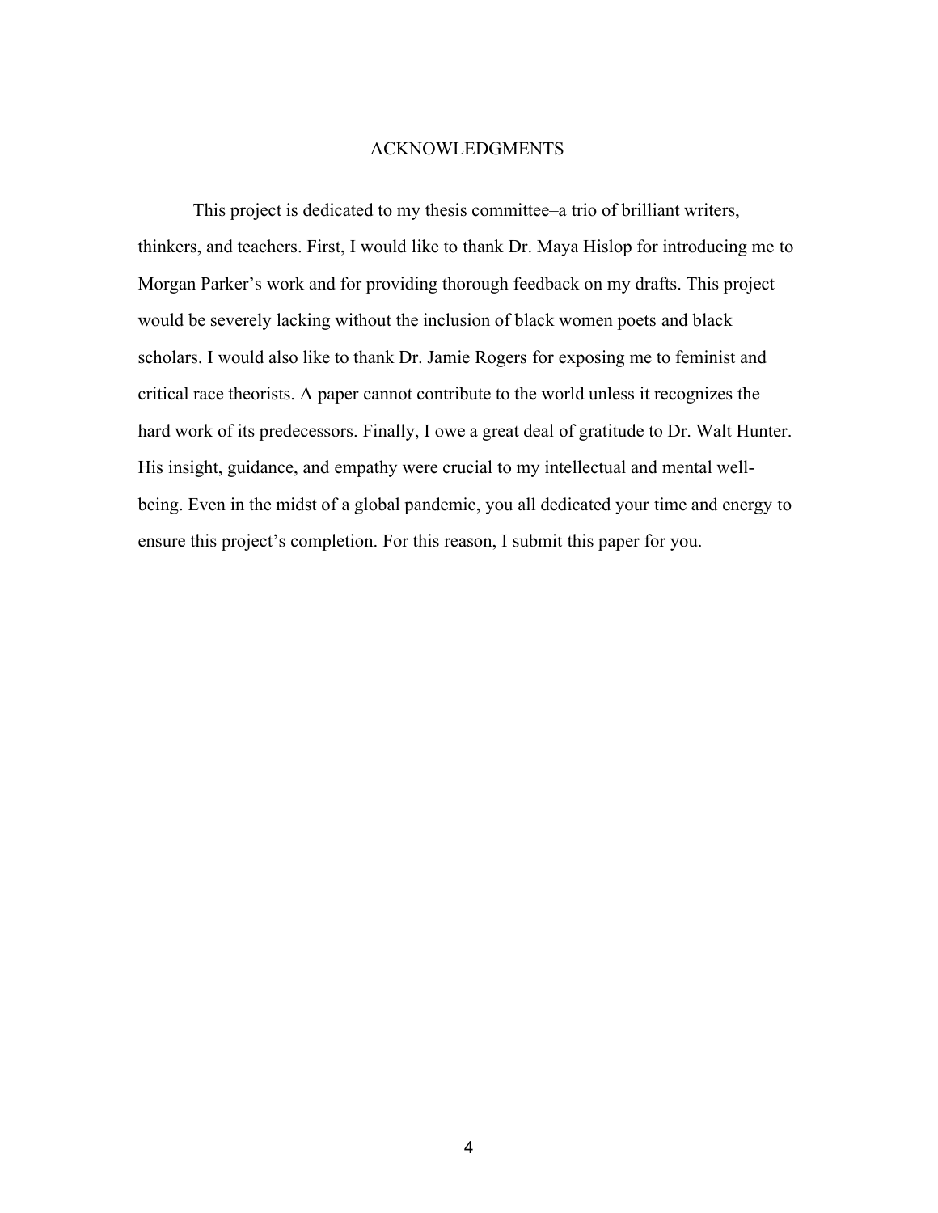# ACKNOWLEDGMENTS

This project is dedicated to my thesis committee–a trio of brilliant writers, thinkers, and teachers. First, I would like to thank Dr. Maya Hislop for introducing me to Morgan Parker's work and for providing thorough feedback on my drafts. This project would be severely lacking without the inclusion of black women poets and black scholars. I would also like to thank Dr. Jamie Rogers for exposing me to feminist and critical race theorists. A paper cannot contribute to the world unless it recognizes the hard work of its predecessors. Finally, I owe a great deal of gratitude to Dr. Walt Hunter. His insight, guidance, and empathy were crucial to my intellectual and mental well-being. Even in the midst of a global pandemic, you all dedicated your time and energy to ensure this project's completion. For this reason, I submit this paper for you.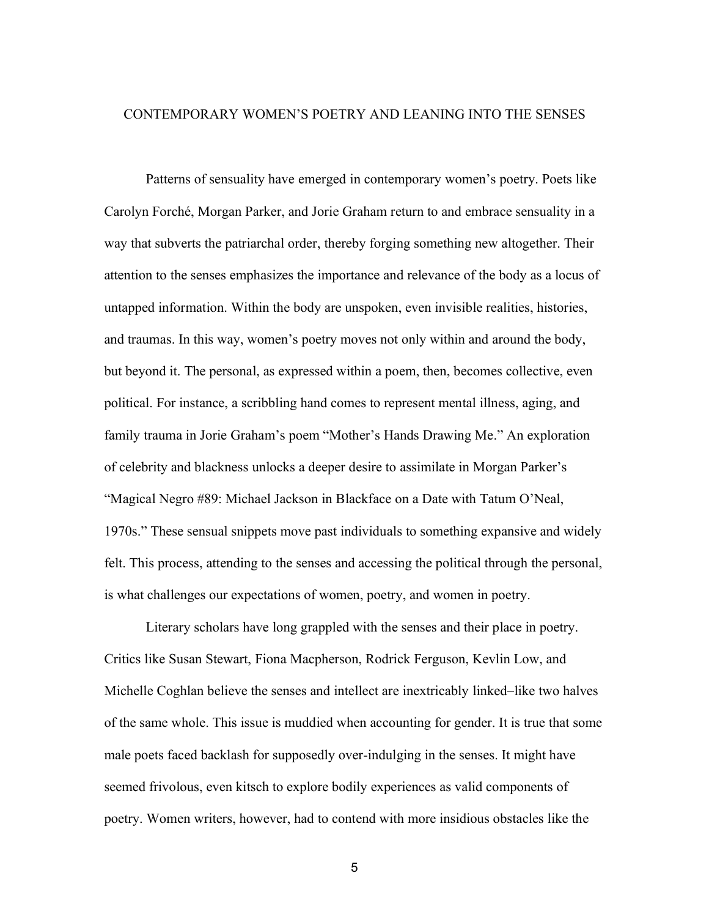# CONTEMPORARY WOMEN'S POETRY AND LEANING INTO THE SENSES

Patterns of sensuality have emerged in contemporary women's poetry. Poets like Carolyn Forché, Morgan Parker, and Jorie Graham return to and embrace sensuality in a way that subverts the patriarchal order, thereby forging something new altogether. Their attention to the senses emphasizes the importance and relevance of the body as a locus of untapped information. Within the body are unspoken, even invisible realities, histories, and traumas. In this way, women's poetry moves not only within and around the body, but beyond it. The personal, as expressed within a poem, then, becomes collective, even political. For instance, a scribbling hand comes to represent mental illness, aging, and family trauma in Jorie Graham's poem "Mother's Hands Drawing Me." An exploration of celebrity and blackness unlocks a deeper desire to assimilate in Morgan Parker's "Magical Negro #89: Michael Jackson in Blackface on a Date with Tatum O'Neal, 1970s." These sensual snippets move past individuals to something expansive and widely felt. This process, attending to the senses and accessing the political through the personal, is what challenges our expectations of women, poetry, and women in poetry.

Literary scholars have long grappled with the senses and their place in poetry. Critics like Susan Stewart, Fiona Macpherson, Rodrick Ferguson, Kevlin Low, and Michelle Coghlan believe the senses and intellect are inextricably linked–like two halves of the same whole. This issue is muddied when accounting for gender. It is true that some male poets faced backlash for supposedly over-indulging in the senses. It might have seemed frivolous, even kitsch to explore bodily experiences as valid components of poetry. Women writers, however, had to contend with more insidious obstacles like the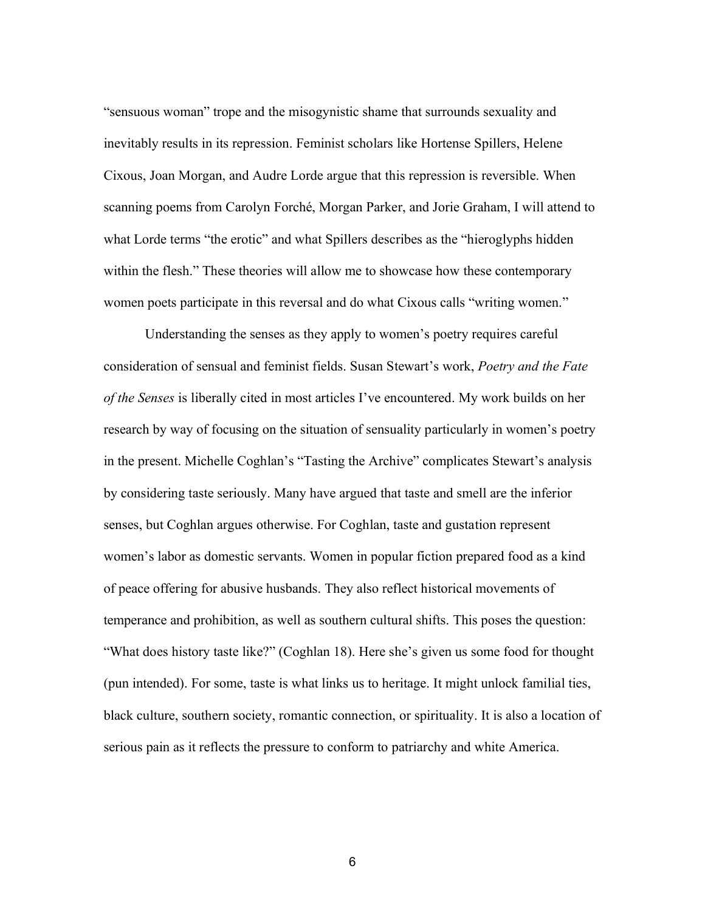"sensuous woman" trope and the misogynistic shame that surrounds sexuality and inevitably results in its repression. Feminist scholars like Hortense Spillers, Helene Cixous, Joan Morgan, and Audre Lorde argue that this repression is reversible. When scanning poems from Carolyn Forché, Morgan Parker, and Jorie Graham, I will attend to what Lorde terms "the erotic" and what Spillers describes as the "hieroglyphs hidden within the flesh." These theories will allow me to showcase how these contemporary women poets participate in this reversal and do what Cixous calls "writing women."

Understanding the senses as they apply to women's poetry requires careful consideration of sensual and feminist fields. Susan Stewart's work, *Poetry and the Fate of the Senses* is liberally cited in most articles I've encountered. My work builds on her research by way of focusing on the situation of sensuality particularly in women's poetry in the present. Michelle Coghlan's "Tasting the Archive" complicates Stewart's analysis by considering taste seriously. Many have argued that taste and smell are the inferior senses, but Coghlan argues otherwise. For Coghlan, taste and gustation represent women's labor as domestic servants. Women in popular fiction prepared food as a kind of peace offering for abusive husbands. They also reflect historical movements of temperance and prohibition, as well as southern cultural shifts. This poses the question: "What does history taste like?" (Coghlan 18). Here she's given us some food for thought (pun intended). For some, taste is what links us to heritage. It might unlock familial ties, black culture, southern society, romantic connection, or spirituality. It is also a location of serious pain as it reflects the pressure to conform to patriarchy and white America.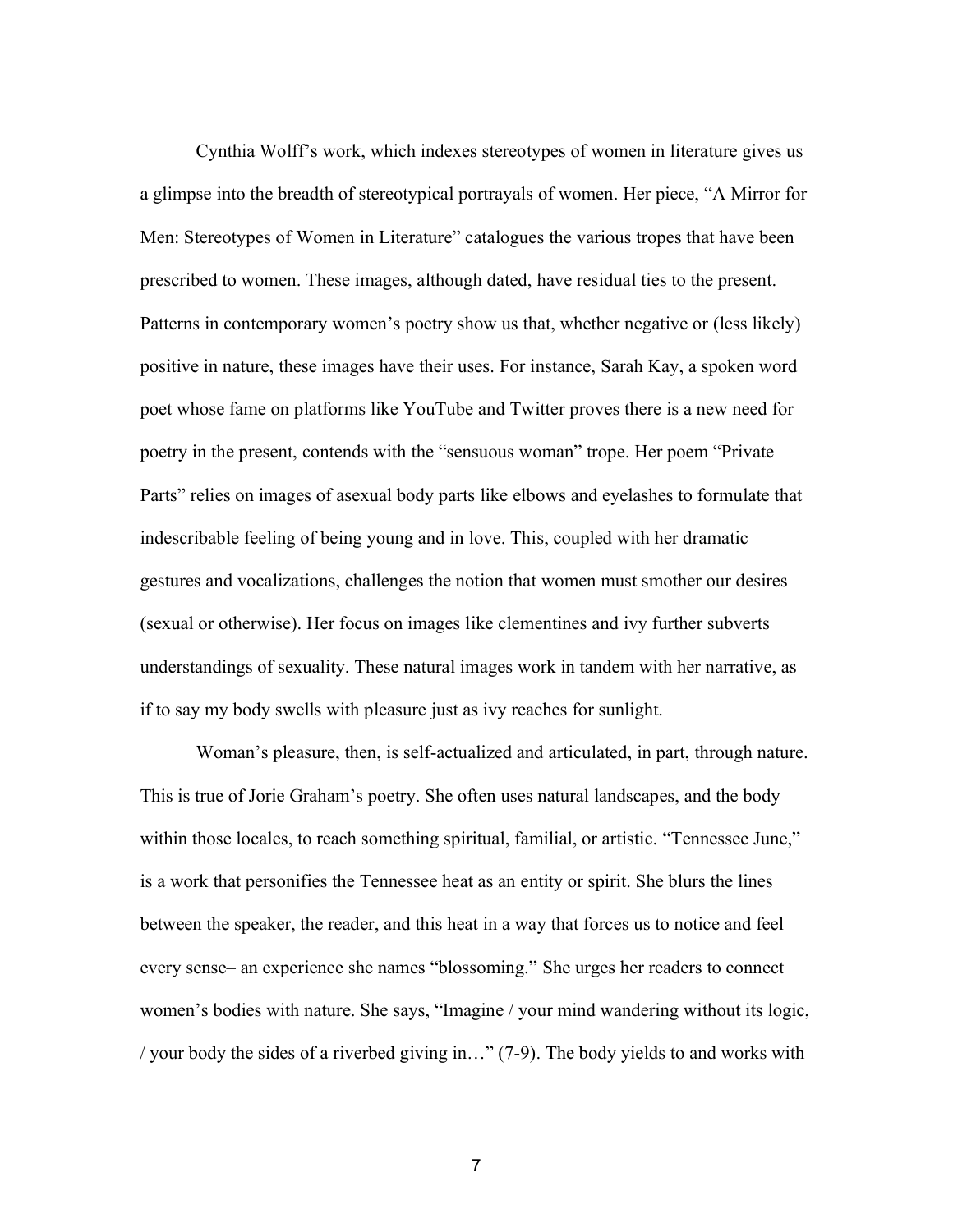Cynthia Wolff's work, which indexes stereotypes of women in literature gives us a glimpse into the breadth of stereotypical portrayals of women. Her piece, "A Mirror for Men: Stereotypes of Women in Literature" catalogues the various tropes that have been prescribed to women. These images, although dated, have residual ties to the present. Patterns in contemporary women's poetry show us that, whether negative or (less likely) positive in nature, these images have their uses. For instance, Sarah Kay, a spoken word poet whose fame on platforms like YouTube and Twitter proves there is a new need for poetry in the present, contends with the "sensuous woman" trope. Her poem "Private Parts" relies on images of asexual body parts like elbows and eyelashes to formulate that indescribable feeling of being young and in love. This, coupled with her dramatic gestures and vocalizations, challenges the notion that women must smother our desires (sexual or otherwise). Her focus on images like clementines and ivy further subverts understandings of sexuality. These natural images work in tandem with her narrative, as if to say my body swells with pleasure just as ivy reaches for sunlight.

Woman's pleasure, then, is self-actualized and articulated, in part, through nature. This is true of Jorie Graham's poetry. She often uses natural landscapes, and the body within those locales, to reach something spiritual, familial, or artistic. "Tennessee June," is a work that personifies the Tennessee heat as an entity or spirit. She blurs the lines between the speaker, the reader, and this heat in a way that forces us to notice and feel every sense– an experience she names "blossoming." She urges her readers to connect women's bodies with nature. She says, "Imagine / your mind wandering without its logic, / your body the sides of a riverbed giving in…" (7-9). The body yields to and works with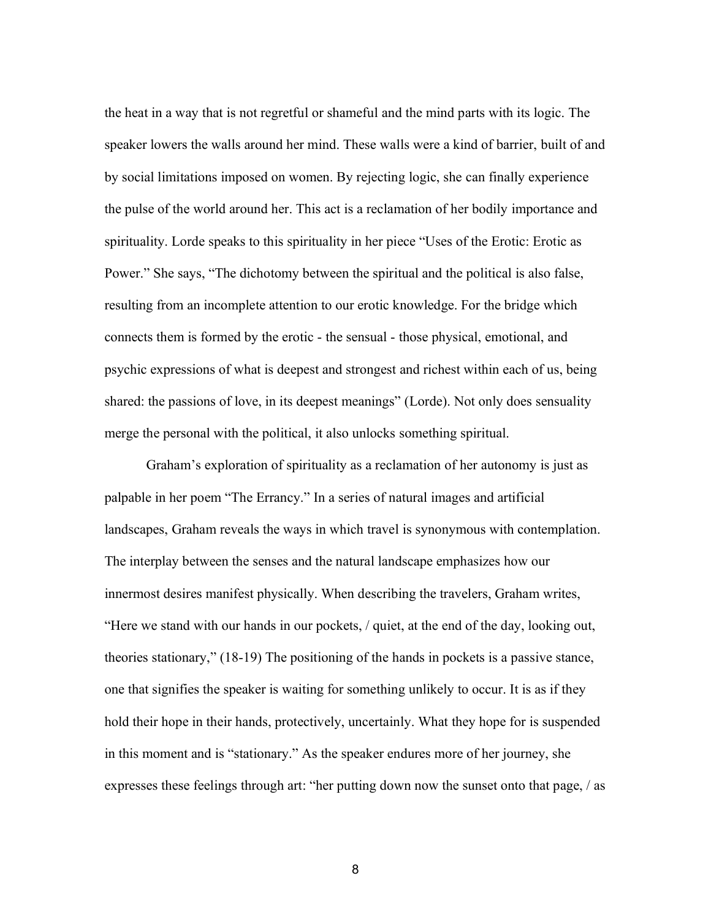the heat in a way that is not regretful or shameful and the mind parts with its logic. The speaker lowers the walls around her mind. These walls were a kind of barrier, built of and by social limitations imposed on women. By rejecting logic, she can finally experience the pulse of the world around her. This act is a reclamation of her bodily importance and spirituality. Lorde speaks to this spirituality in her piece "Uses of the Erotic: Erotic as Power." She says, "The dichotomy between the spiritual and the political is also false, resulting from an incomplete attention to our erotic knowledge. For the bridge which connects them is formed by the erotic - the sensual - those physical, emotional, and psychic expressions of what is deepest and strongest and richest within each of us, being shared: the passions of love, in its deepest meanings" (Lorde). Not only does sensuality merge the personal with the political, it also unlocks something spiritual.

Graham's exploration of spirituality as a reclamation of her autonomy is just as palpable in her poem "The Errancy." In a series of natural images and artificial landscapes, Graham reveals the ways in which travel is synonymous with contemplation. The interplay between the senses and the natural landscape emphasizes how our innermost desires manifest physically. When describing the travelers, Graham writes, "Here we stand with our hands in our pockets, / quiet, at the end of the day, looking out, theories stationary," (18-19) The positioning of the hands in pockets is a passive stance, one that signifies the speaker is waiting for something unlikely to occur. It is as if they hold their hope in their hands, protectively, uncertainly. What they hope for is suspended in this moment and is "stationary." As the speaker endures more of her journey, she expresses these feelings through art: "her putting down now the sunset onto that page, / as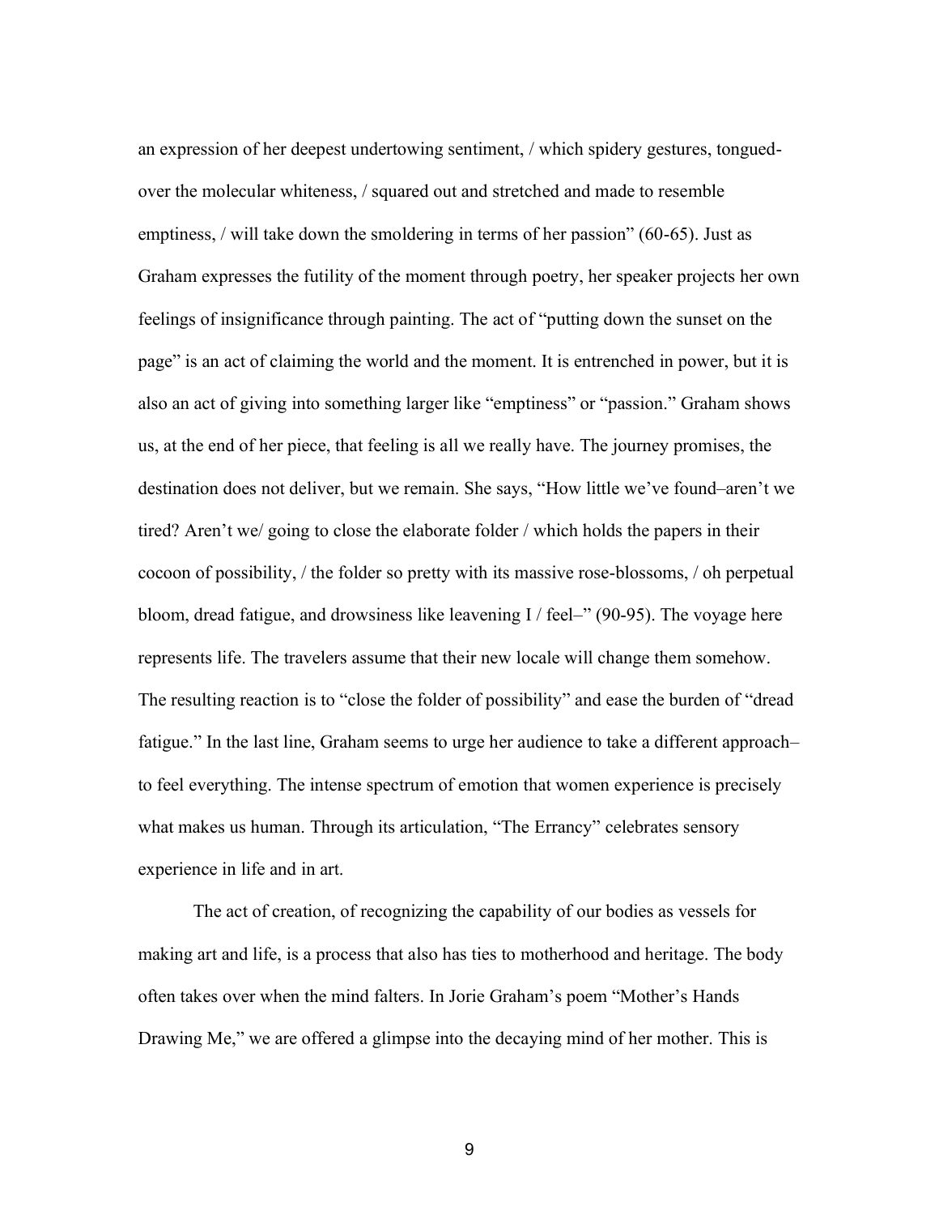an expression of her deepest undertowing sentiment, / which spidery gestures, tongued-over the molecular whiteness, / squared out and stretched and made to resemble emptiness, / will take down the smoldering in terms of her passion" (60-65). Just as Graham expresses the futility of the moment through poetry, her speaker projects her own feelings of insignificance through painting. The act of "putting down the sunset on the page" is an act of claiming the world and the moment. It is entrenched in power, but it is also an act of giving into something larger like "emptiness" or "passion." Graham shows us, at the end of her piece, that feeling is all we really have. The journey promises, the destination does not deliver, but we remain. She says, "How little we've found–aren't we tired? Aren't we/ going to close the elaborate folder / which holds the papers in their cocoon of possibility, / the folder so pretty with its massive rose-blossoms, / oh perpetual bloom, dread fatigue, and drowsiness like leavening I / feel–" (90-95). The voyage here represents life. The travelers assume that their new locale will change them somehow. The resulting reaction is to "close the folder of possibility" and ease the burden of "dread fatigue." In the last line, Graham seems to urge her audience to take a different approach–to feel everything. The intense spectrum of emotion that women experience is precisely what makes us human. Through its articulation, "The Errancy" celebrates sensory experience in life and in art.

The act of creation, of recognizing the capability of our bodies as vessels for making art and life, is a process that also has ties to motherhood and heritage. The body often takes over when the mind falters. In Jorie Graham's poem "Mother's Hands Drawing Me," we are offered a glimpse into the decaying mind of her mother. This is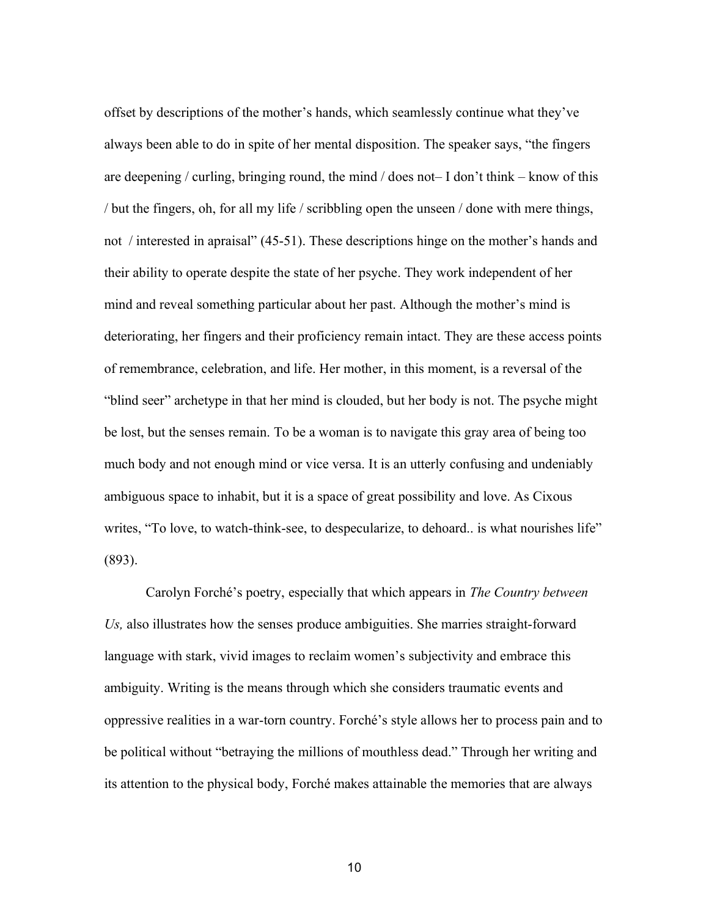offset by descriptions of the mother's hands, which seamlessly continue what they've always been able to do in spite of her mental disposition. The speaker says, "the fingers are deepening / curling, bringing round, the mind / does not– I don't think – know of this / but the fingers, oh, for all my life / scribbling open the unseen / done with mere things, not / interested in apraisal" (45-51). These descriptions hinge on the mother's hands and their ability to operate despite the state of her psyche. They work independent of her mind and reveal something particular about her past. Although the mother's mind is deteriorating, her fingers and their proficiency remain intact. They are these access points of remembrance, celebration, and life. Her mother, in this moment, is a reversal of the "blind seer" archetype in that her mind is clouded, but her body is not. The psyche might be lost, but the senses remain. To be a woman is to navigate this gray area of being too much body and not enough mind or vice versa. It is an utterly confusing and undeniably ambiguous space to inhabit, but it is a space of great possibility and love. As Cixous writes, "To love, to watch-think-see, to despecularize, to dehoard.. is what nourishes life" (893).

Carolyn Forché's poetry, especially that which appears in *The Country between Us,* also illustrates how the senses produce ambiguities. She marries straight-forward language with stark, vivid images to reclaim women's subjectivity and embrace this ambiguity. Writing is the means through which she considers traumatic events and oppressive realities in a war-torn country. Forché's style allows her to process pain and to be political without "betraying the millions of mouthless dead." Through her writing and its attention to the physical body, Forché makes attainable the memories that are always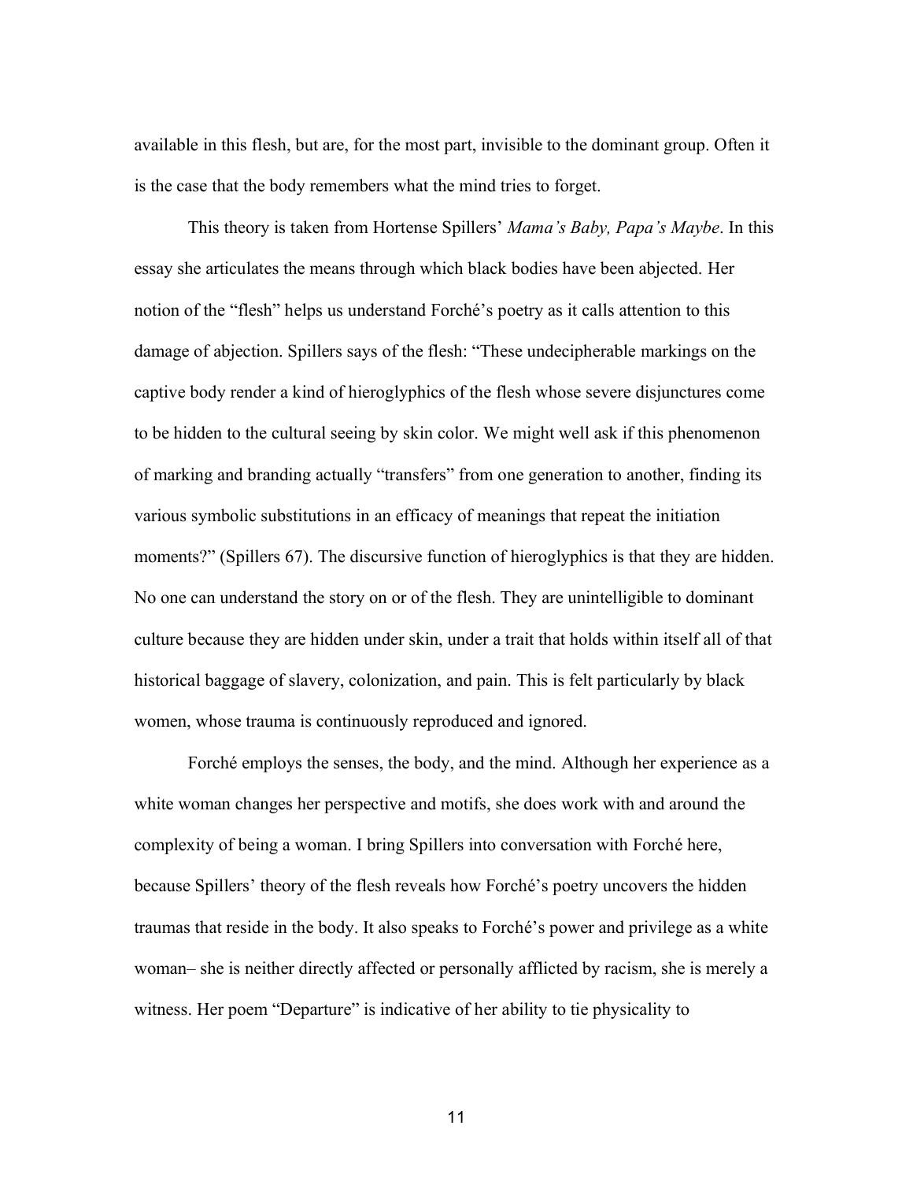available in this flesh, but are, for the most part, invisible to the dominant group. Often it is the case that the body remembers what the mind tries to forget.

This theory is taken from Hortense Spillers' *Mama's Baby, Papa's Maybe*. In this essay she articulates the means through which black bodies have been abjected. Her notion of the "flesh" helps us understand Forché's poetry as it calls attention to this damage of abjection. Spillers says of the flesh: "These undecipherable markings on the captive body render a kind of hieroglyphics of the flesh whose severe disjunctures come to be hidden to the cultural seeing by skin color. We might well ask if this phenomenon of marking and branding actually "transfers" from one generation to another, finding its various symbolic substitutions in an efficacy of meanings that repeat the initiation moments?" (Spillers 67). The discursive function of hieroglyphics is that they are hidden. No one can understand the story on or of the flesh. They are unintelligible to dominant culture because they are hidden under skin, under a trait that holds within itself all of that historical baggage of slavery, colonization, and pain. This is felt particularly by black women, whose trauma is continuously reproduced and ignored.

Forché employs the senses, the body, and the mind. Although her experience as a white woman changes her perspective and motifs, she does work with and around the complexity of being a woman. I bring Spillers into conversation with Forché here, because Spillers' theory of the flesh reveals how Forché's poetry uncovers the hidden traumas that reside in the body. It also speaks to Forché's power and privilege as a white woman– she is neither directly affected or personally afflicted by racism, she is merely a witness. Her poem "Departure" is indicative of her ability to tie physicality to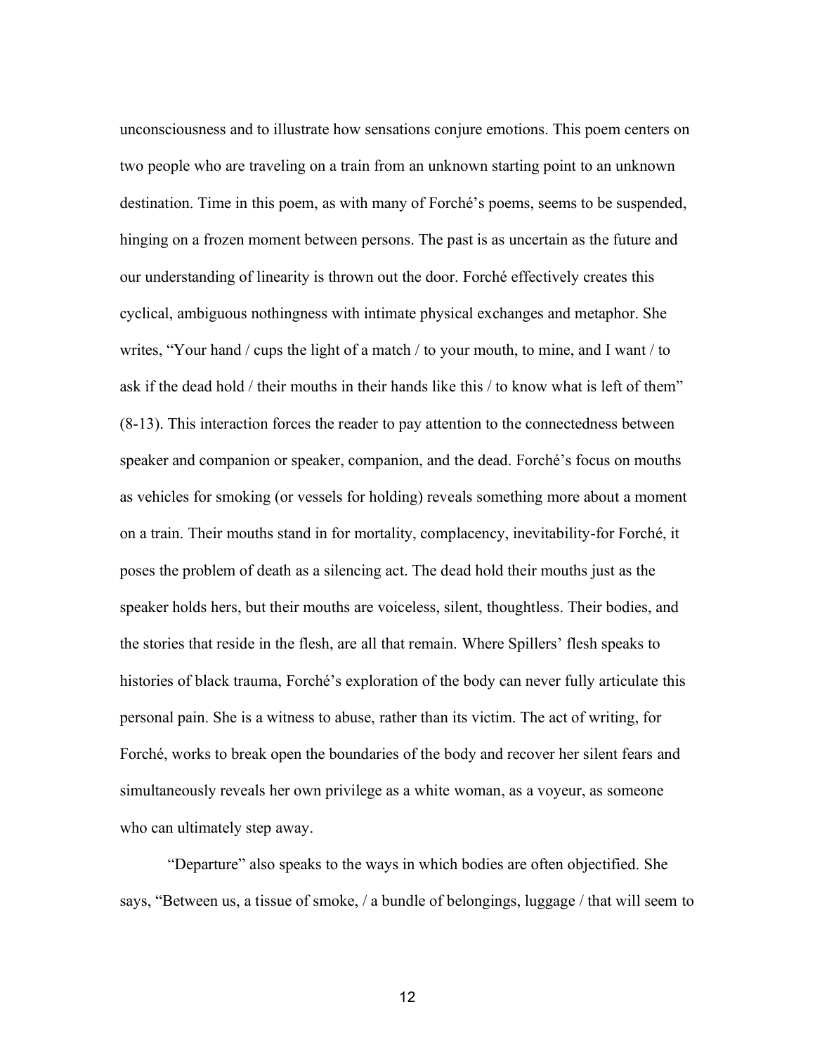unconsciousness and to illustrate how sensations conjure emotions. This poem centers on two people who are traveling on a train from an unknown starting point to an unknown destination. Time in this poem, as with many of Forché's poems, seems to be suspended, hinging on a frozen moment between persons. The past is as uncertain as the future and our understanding of linearity is thrown out the door. Forché effectively creates this cyclical, ambiguous nothingness with intimate physical exchanges and metaphor. She writes, "Your hand / cups the light of a match / to your mouth, to mine, and I want / to ask if the dead hold / their mouths in their hands like this / to know what is left of them" (8-13). This interaction forces the reader to pay attention to the connectedness between speaker and companion or speaker, companion, and the dead. Forché's focus on mouths as vehicles for smoking (or vessels for holding) reveals something more about a moment on a train. Their mouths stand in for mortality, complacency, inevitability-for Forché, it poses the problem of death as a silencing act. The dead hold their mouths just as the speaker holds hers, but their mouths are voiceless, silent, thoughtless. Their bodies, and the stories that reside in the flesh, are all that remain. Where Spillers' flesh speaks to histories of black trauma, Forché's exploration of the body can never fully articulate this personal pain. She is a witness to abuse, rather than its victim. The act of writing, for Forché, works to break open the boundaries of the body and recover her silent fears and simultaneously reveals her own privilege as a white woman, as a voyeur, as someone who can ultimately step away.

"Departure" also speaks to the ways in which bodies are often objectified. She says, "Between us, a tissue of smoke, / a bundle of belongings, luggage / that will seem to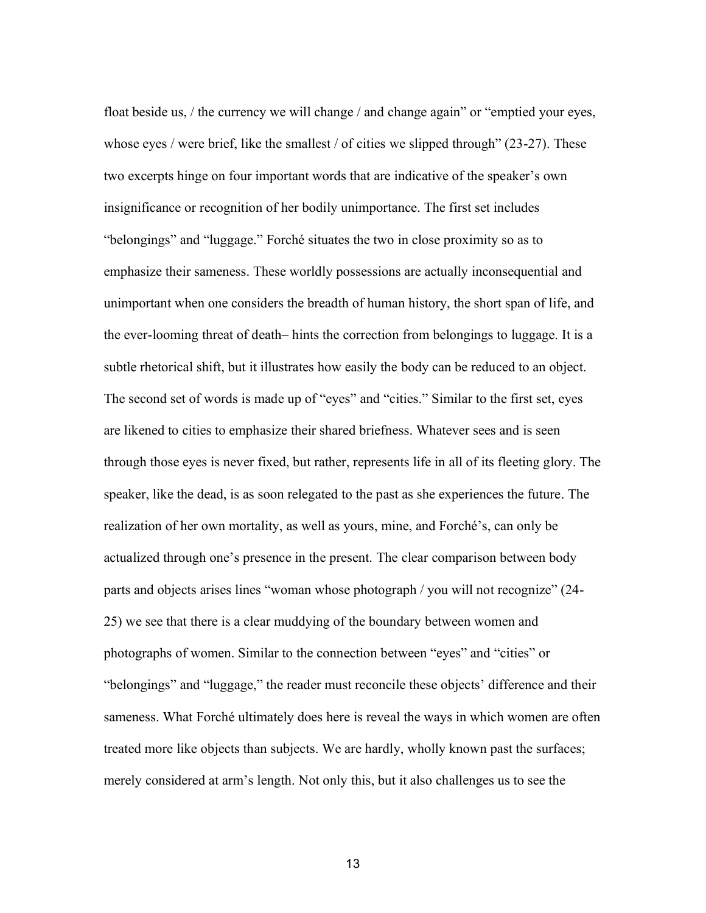float beside us, / the currency we will change / and change again" or "emptied your eyes, whose eyes / were brief, like the smallest / of cities we slipped through" (23-27). These two excerpts hinge on four important words that are indicative of the speaker's own insignificance or recognition of her bodily unimportance. The first set includes "belongings" and "luggage." Forché situates the two in close proximity so as to emphasize their sameness. These worldly possessions are actually inconsequential and unimportant when one considers the breadth of human history, the short span of life, and the ever-looming threat of death– hints the correction from belongings to luggage. It is a subtle rhetorical shift, but it illustrates how easily the body can be reduced to an object. The second set of words is made up of "eyes" and "cities." Similar to the first set, eyes are likened to cities to emphasize their shared briefness. Whatever sees and is seen through those eyes is never fixed, but rather, represents life in all of its fleeting glory. The speaker, like the dead, is as soon relegated to the past as she experiences the future. The realization of her own mortality, as well as yours, mine, and Forché's, can only be actualized through one's presence in the present. The clear comparison between body parts and objects arises lines "woman whose photograph / you will not recognize" (24-25) we see that there is a clear muddying of the boundary between women and photographs of women. Similar to the connection between "eyes" and "cities" or "belongings" and "luggage," the reader must reconcile these objects' difference and their sameness. What Forché ultimately does here is reveal the ways in which women are often treated more like objects than subjects. We are hardly, wholly known past the surfaces; merely considered at arm's length. Not only this, but it also challenges us to see the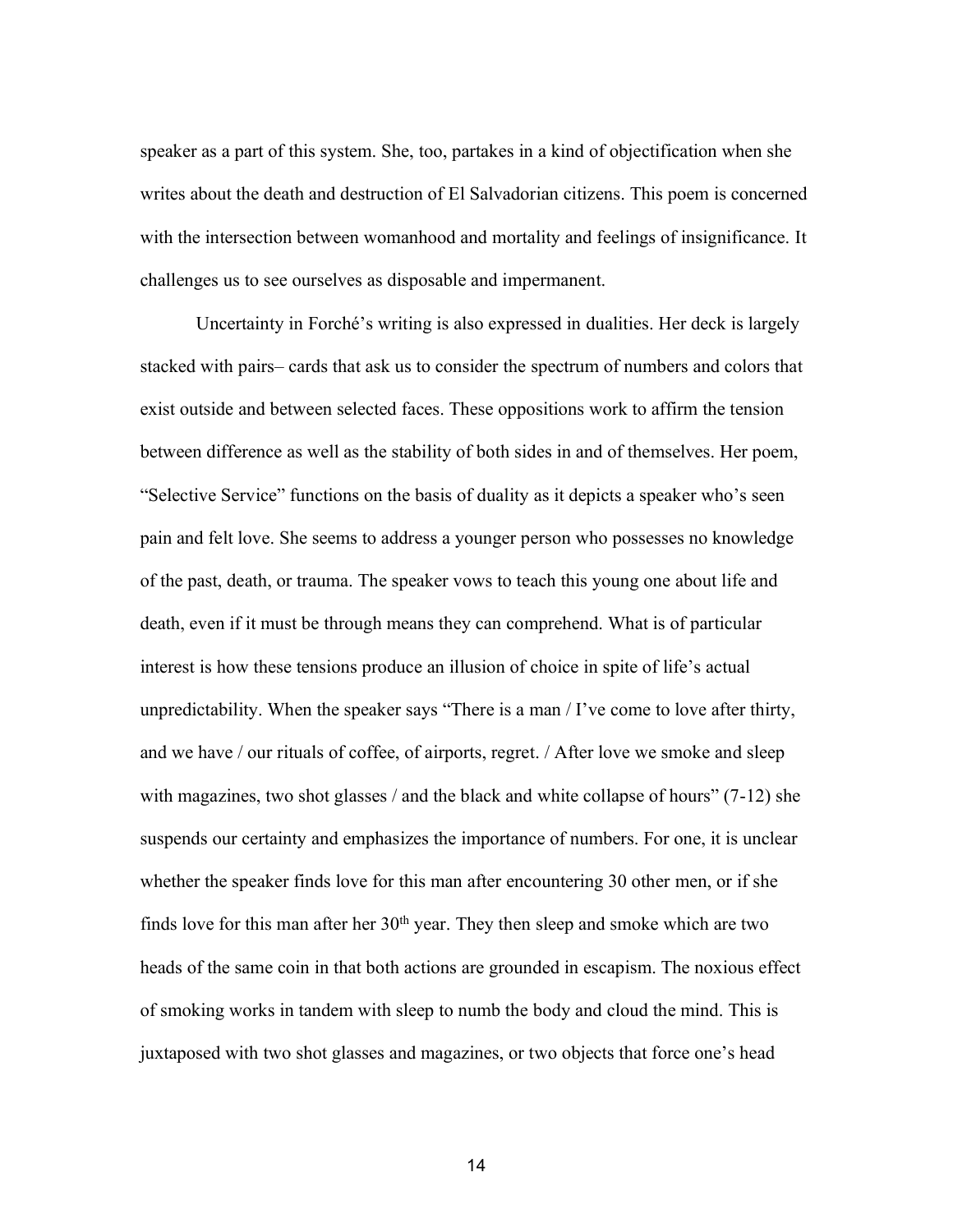speaker as a part of this system. She, too, partakes in a kind of objectification when she writes about the death and destruction of El Salvadorian citizens. This poem is concerned with the intersection between womanhood and mortality and feelings of insignificance. It challenges us to see ourselves as disposable and impermanent.

Uncertainty in Forché's writing is also expressed in dualities. Her deck is largely stacked with pairs– cards that ask us to consider the spectrum of numbers and colors that exist outside and between selected faces. These oppositions work to affirm the tension between difference as well as the stability of both sides in and of themselves. Her poem, "Selective Service" functions on the basis of duality as it depicts a speaker who's seen pain and felt love. She seems to address a younger person who possesses no knowledge of the past, death, or trauma. The speaker vows to teach this young one about life and death, even if it must be through means they can comprehend. What is of particular interest is how these tensions produce an illusion of choice in spite of life's actual unpredictability. When the speaker says "There is a man / I've come to love after thirty, and we have / our rituals of coffee, of airports, regret. / After love we smoke and sleep with magazines, two shot glasses / and the black and white collapse of hours" (7-12) she suspends our certainty and emphasizes the importance of numbers. For one, it is unclear whether the speaker finds love for this man after encountering 30 other men, or if she finds love for this man after her 30th year. They then sleep and smoke which are two heads of the same coin in that both actions are grounded in escapism. The noxious effect of smoking works in tandem with sleep to numb the body and cloud the mind. This is juxtaposed with two shot glasses and magazines, or two objects that force one's head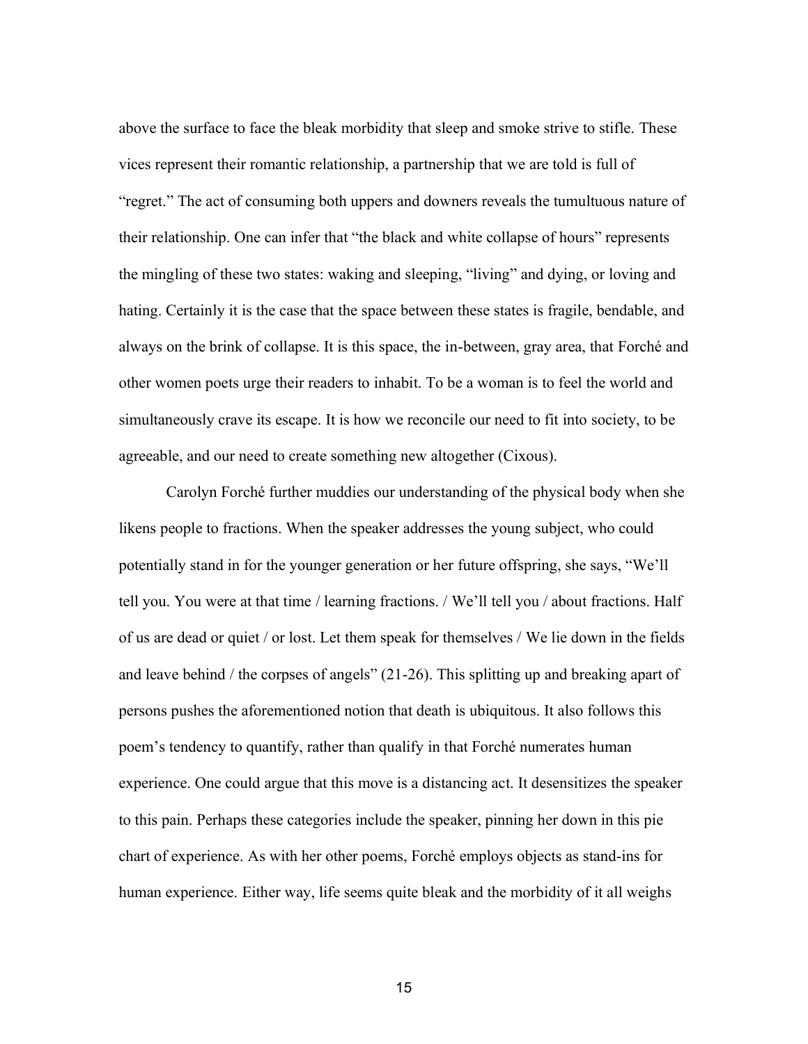above the surface to face the bleak morbidity that sleep and smoke strive to stifle. These vices represent their romantic relationship, a partnership that we are told is full of "regret." The act of consuming both uppers and downers reveals the tumultuous nature of their relationship. One can infer that "the black and white collapse of hours" represents the mingling of these two states: waking and sleeping, "living" and dying, or loving and hating. Certainly it is the case that the space between these states is fragile, bendable, and always on the brink of collapse. It is this space, the in-between, gray area, that Forché and other women poets urge their readers to inhabit. To be a woman is to feel the world and simultaneously crave its escape. It is how we reconcile our need to fit into society, to be agreeable, and our need to create something new altogether (Cixous).

Carolyn Forché further muddies our understanding of the physical body when she likens people to fractions. When the speaker addresses the young subject, who could potentially stand in for the younger generation or her future offspring, she says, "We'll tell you. You were at that time / learning fractions. / We'll tell you / about fractions. Half of us are dead or quiet / or lost. Let them speak for themselves / We lie down in the fields and leave behind / the corpses of angels" (21-26). This splitting up and breaking apart of persons pushes the aforementioned notion that death is ubiquitous. It also follows this poem's tendency to quantify, rather than qualify in that Forché numerates human experience. One could argue that this move is a distancing act. It desensitizes the speaker to this pain. Perhaps these categories include the speaker, pinning her down in this pie chart of experience. As with her other poems, Forché employs objects as stand-ins for human experience. Either way, life seems quite bleak and the morbidity of it all weighs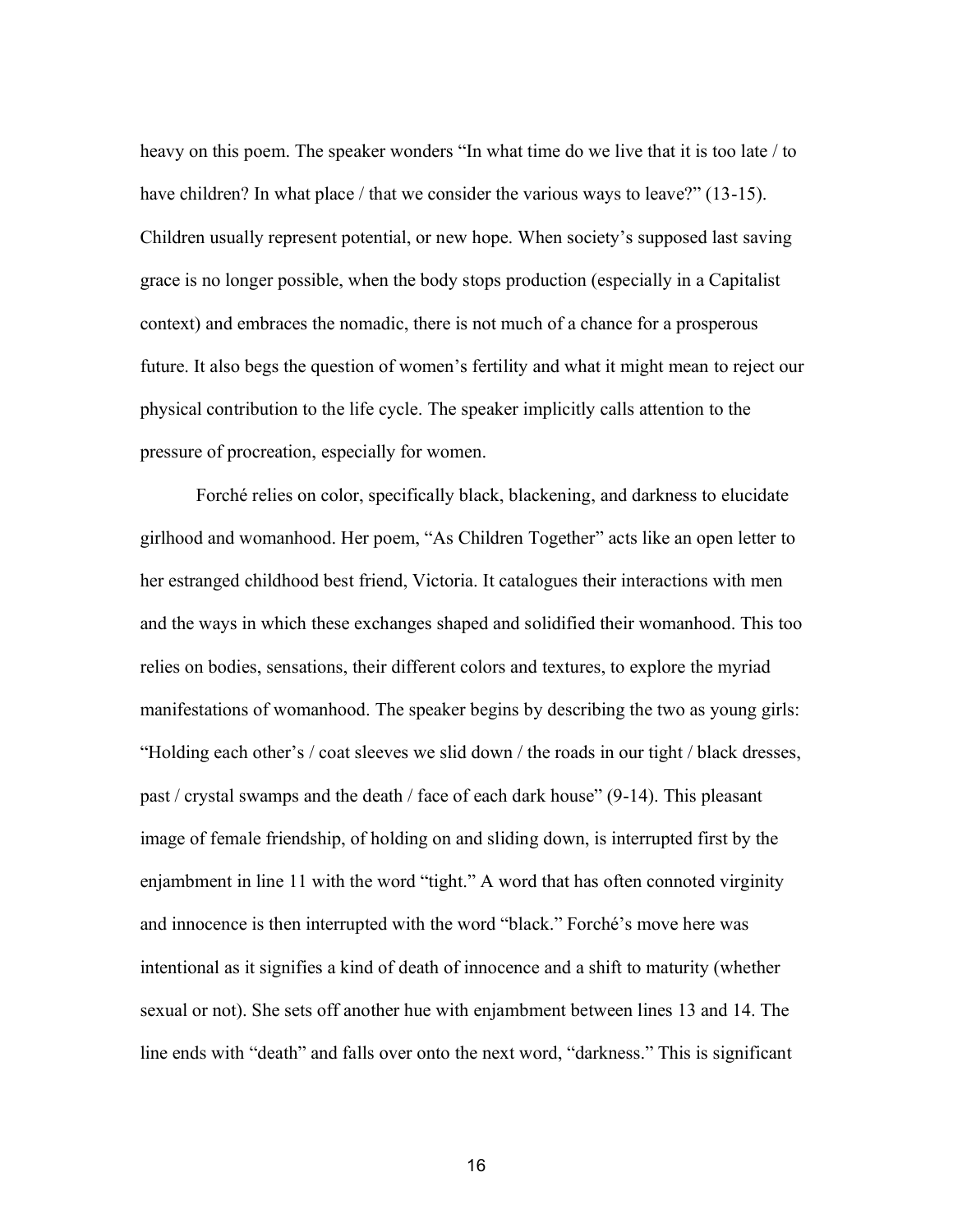heavy on this poem. The speaker wonders "In what time do we live that it is too late / to have children? In what place / that we consider the various ways to leave?" (13-15). Children usually represent potential, or new hope. When society's supposed last saving grace is no longer possible, when the body stops production (especially in a Capitalist context) and embraces the nomadic, there is not much of a chance for a prosperous future. It also begs the question of women's fertility and what it might mean to reject our physical contribution to the life cycle. The speaker implicitly calls attention to the pressure of procreation, especially for women.

Forché relies on color, specifically black, blackening, and darkness to elucidate girlhood and womanhood. Her poem, "As Children Together" acts like an open letter to her estranged childhood best friend, Victoria. It catalogues their interactions with men and the ways in which these exchanges shaped and solidified their womanhood. This too relies on bodies, sensations, their different colors and textures, to explore the myriad manifestations of womanhood. The speaker begins by describing the two as young girls: "Holding each other's / coat sleeves we slid down / the roads in our tight / black dresses, past / crystal swamps and the death / face of each dark house" (9-14). This pleasant image of female friendship, of holding on and sliding down, is interrupted first by the enjambment in line 11 with the word "tight." A word that has often connoted virginity and innocence is then interrupted with the word "black." Forché's move here was intentional as it signifies a kind of death of innocence and a shift to maturity (whether sexual or not). She sets off another hue with enjambment between lines 13 and 14. The line ends with "death" and falls over onto the next word, "darkness." This is significant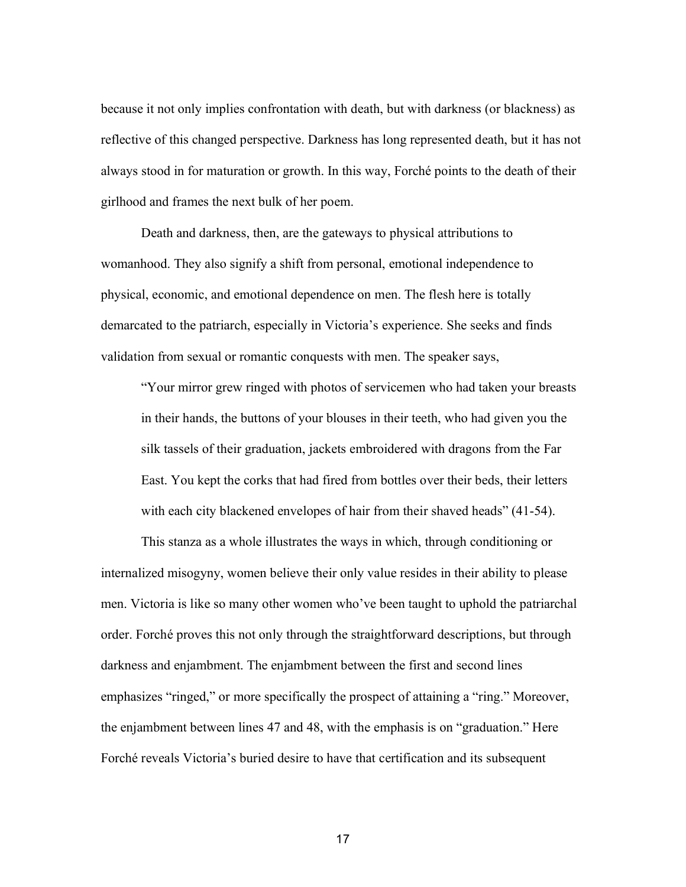because it not only implies confrontation with death, but with darkness (or blackness) as reflective of this changed perspective. Darkness has long represented death, but it has not always stood in for maturation or growth. In this way, Forché points to the death of their girlhood and frames the next bulk of her poem.

Death and darkness, then, are the gateways to physical attributions to womanhood. They also signify a shift from personal, emotional independence to physical, economic, and emotional dependence on men. The flesh here is totally demarcated to the patriarch, especially in Victoria's experience. She seeks and finds validation from sexual or romantic conquests with men. The speaker says,

> "Your mirror grew ringed with photos of servicemen who had taken your breasts in their hands, the buttons of your blouses in their teeth, who had given you the silk tassels of their graduation, jackets embroidered with dragons from the Far East. You kept the corks that had fired from bottles over their beds, their letters with each city blackened envelopes of hair from their shaved heads" (41-54).

This stanza as a whole illustrates the ways in which, through conditioning or internalized misogyny, women believe their only value resides in their ability to please men. Victoria is like so many other women who've been taught to uphold the patriarchal order. Forché proves this not only through the straightforward descriptions, but through darkness and enjambment. The enjambment between the first and second lines emphasizes "ringed," or more specifically the prospect of attaining a "ring." Moreover, the enjambment between lines 47 and 48, with the emphasis is on "graduation." Here Forché reveals Victoria's buried desire to have that certification and its subsequent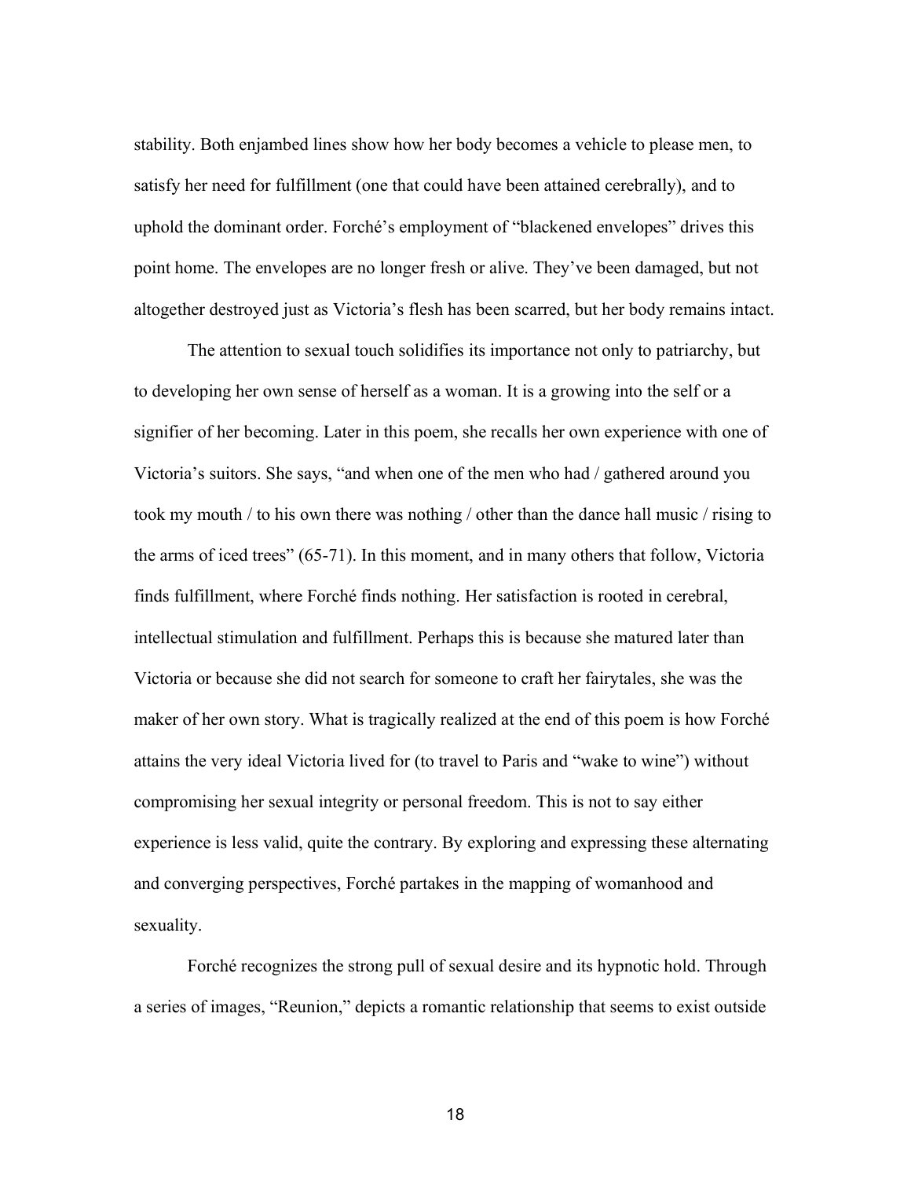stability. Both enjambed lines show how her body becomes a vehicle to please men, to satisfy her need for fulfillment (one that could have been attained cerebrally), and to uphold the dominant order. Forché's employment of "blackened envelopes" drives this point home. The envelopes are no longer fresh or alive. They've been damaged, but not altogether destroyed just as Victoria's flesh has been scarred, but her body remains intact.

The attention to sexual touch solidifies its importance not only to patriarchy, but to developing her own sense of herself as a woman. It is a growing into the self or a signifier of her becoming. Later in this poem, she recalls her own experience with one of Victoria's suitors. She says, "and when one of the men who had / gathered around you took my mouth / to his own there was nothing / other than the dance hall music / rising to the arms of iced trees" (65-71). In this moment, and in many others that follow, Victoria finds fulfillment, where Forché finds nothing. Her satisfaction is rooted in cerebral, intellectual stimulation and fulfillment. Perhaps this is because she matured later than Victoria or because she did not search for someone to craft her fairytales, she was the maker of her own story. What is tragically realized at the end of this poem is how Forché attains the very ideal Victoria lived for (to travel to Paris and "wake to wine") without compromising her sexual integrity or personal freedom. This is not to say either experience is less valid, quite the contrary. By exploring and expressing these alternating and converging perspectives, Forché partakes in the mapping of womanhood and sexuality.

Forché recognizes the strong pull of sexual desire and its hypnotic hold. Through a series of images, "Reunion," depicts a romantic relationship that seems to exist outside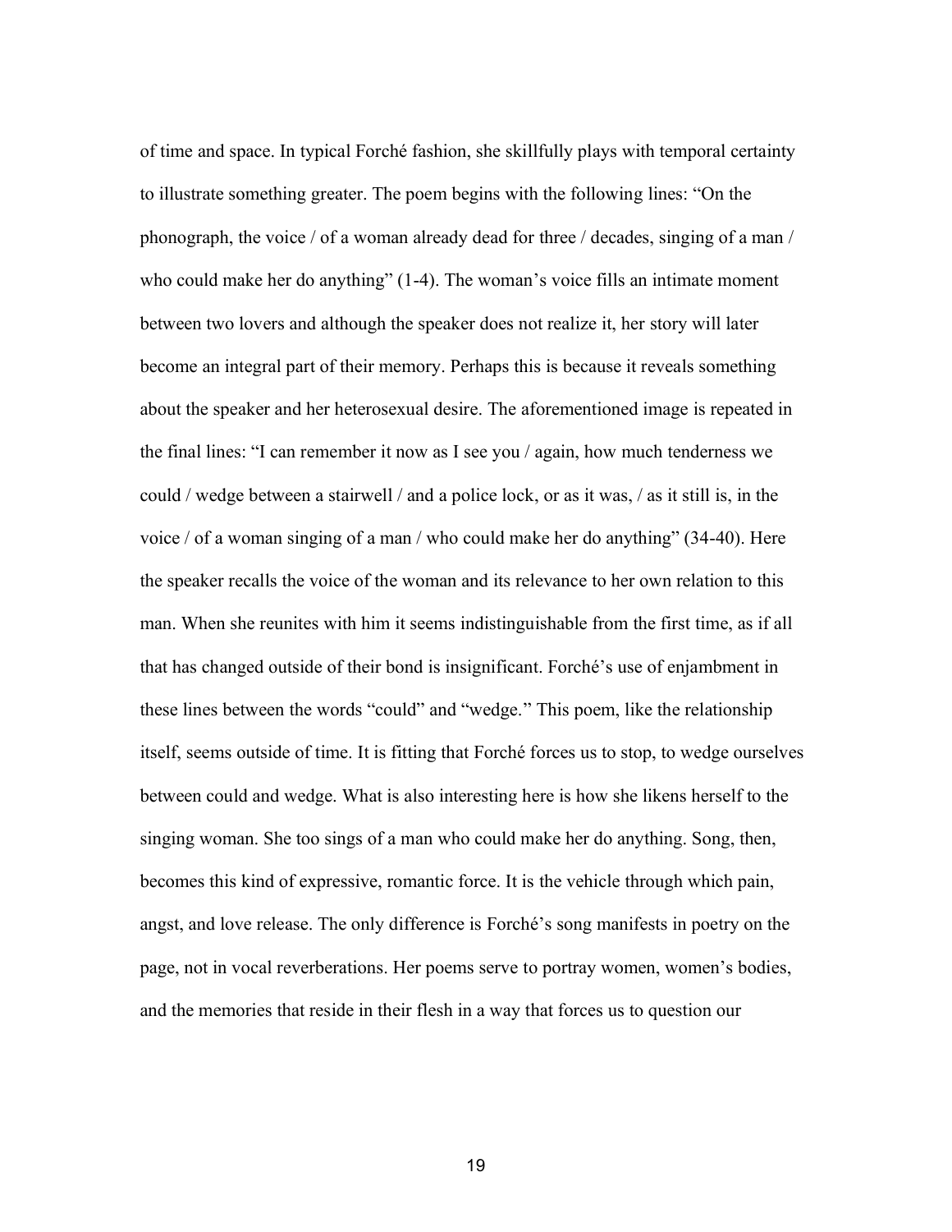of time and space. In typical Forché fashion, she skillfully plays with temporal certainty to illustrate something greater. The poem begins with the following lines: "On the phonograph, the voice / of a woman already dead for three / decades, singing of a man / who could make her do anything" (1-4). The woman's voice fills an intimate moment between two lovers and although the speaker does not realize it, her story will later become an integral part of their memory. Perhaps this is because it reveals something about the speaker and her heterosexual desire. The aforementioned image is repeated in the final lines: "I can remember it now as I see you / again, how much tenderness we could / wedge between a stairwell / and a police lock, or as it was, / as it still is, in the voice / of a woman singing of a man / who could make her do anything" (34-40). Here the speaker recalls the voice of the woman and its relevance to her own relation to this man. When she reunites with him it seems indistinguishable from the first time, as if all that has changed outside of their bond is insignificant. Forché's use of enjambment in these lines between the words "could" and "wedge." This poem, like the relationship itself, seems outside of time. It is fitting that Forché forces us to stop, to wedge ourselves between could and wedge. What is also interesting here is how she likens herself to the singing woman. She too sings of a man who could make her do anything. Song, then, becomes this kind of expressive, romantic force. It is the vehicle through which pain, angst, and love release. The only difference is Forché's song manifests in poetry on the page, not in vocal reverberations. Her poems serve to portray women, women's bodies, and the memories that reside in their flesh in a way that forces us to question our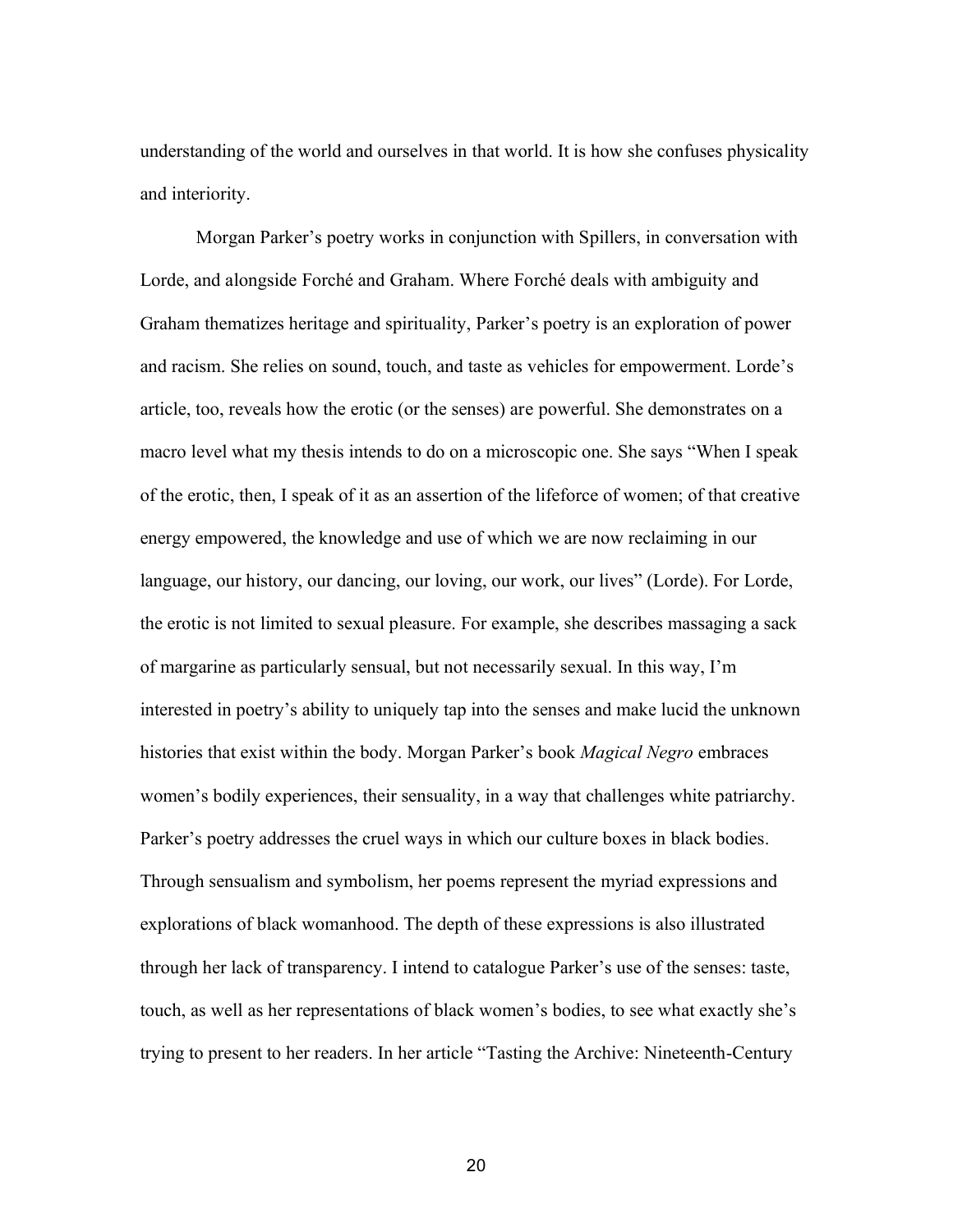understanding of the world and ourselves in that world. It is how she confuses physicality and interiority.

Morgan Parker's poetry works in conjunction with Spillers, in conversation with Lorde, and alongside Forché and Graham. Where Forché deals with ambiguity and Graham thematizes heritage and spirituality, Parker's poetry is an exploration of power and racism. She relies on sound, touch, and taste as vehicles for empowerment. Lorde's article, too, reveals how the erotic (or the senses) are powerful. She demonstrates on a macro level what my thesis intends to do on a microscopic one. She says "When I speak of the erotic, then, I speak of it as an assertion of the lifeforce of women; of that creative energy empowered, the knowledge and use of which we are now reclaiming in our language, our history, our dancing, our loving, our work, our lives" (Lorde). For Lorde, the erotic is not limited to sexual pleasure. For example, she describes massaging a sack of margarine as particularly sensual, but not necessarily sexual. In this way, I'm interested in poetry's ability to uniquely tap into the senses and make lucid the unknown histories that exist within the body. Morgan Parker's book *Magical Negro* embraces women's bodily experiences, their sensuality, in a way that challenges white patriarchy. Parker's poetry addresses the cruel ways in which our culture boxes in black bodies. Through sensualism and symbolism, her poems represent the myriad expressions and explorations of black womanhood. The depth of these expressions is also illustrated through her lack of transparency. I intend to catalogue Parker's use of the senses: taste, touch, as well as her representations of black women's bodies, to see what exactly she's trying to present to her readers. In her article "Tasting the Archive: Nineteenth-Century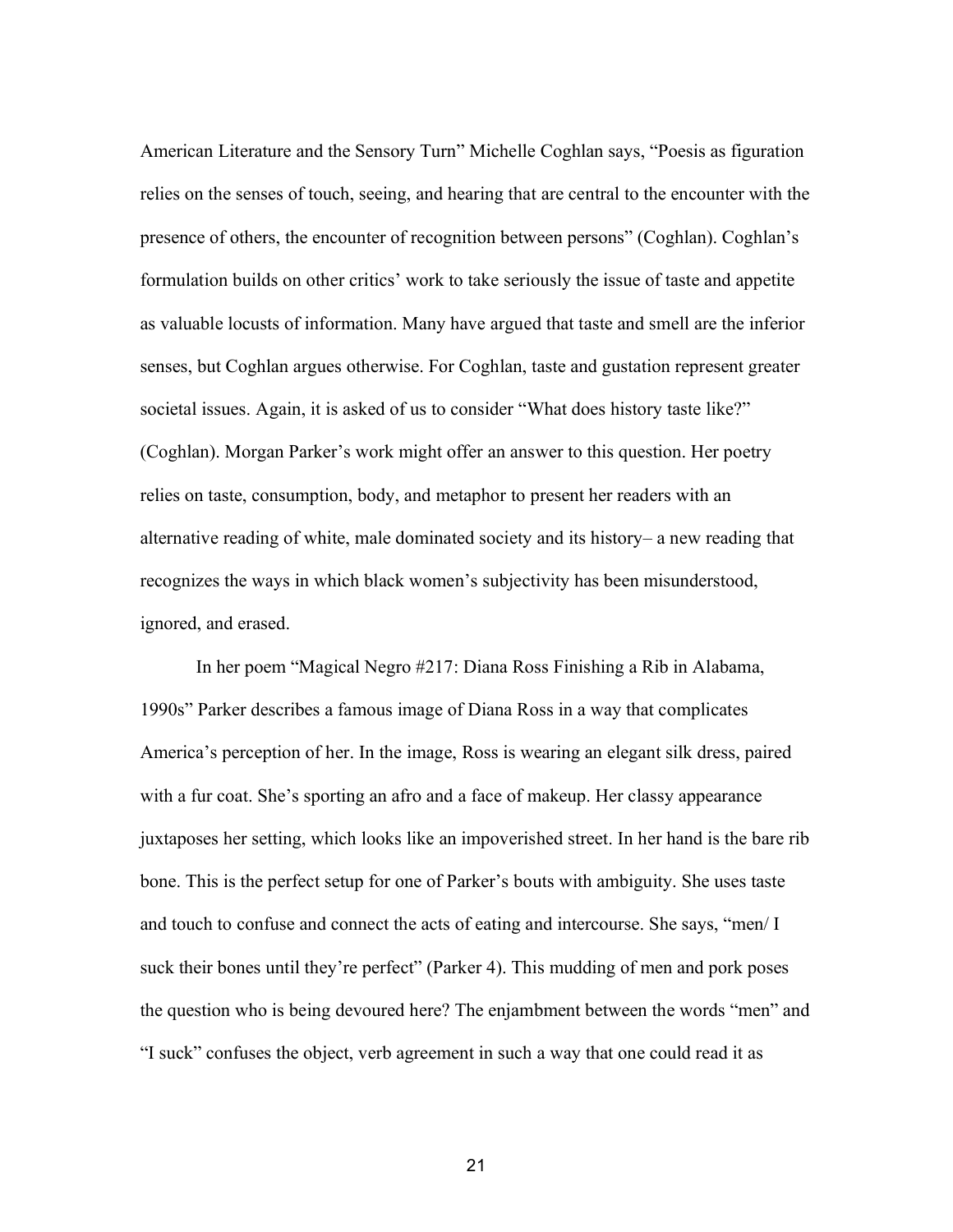American Literature and the Sensory Turn" Michelle Coghlan says, "Poesis as figuration relies on the senses of touch, seeing, and hearing that are central to the encounter with the presence of others, the encounter of recognition between persons" (Coghlan). Coghlan's formulation builds on other critics' work to take seriously the issue of taste and appetite as valuable locusts of information. Many have argued that taste and smell are the inferior senses, but Coghlan argues otherwise. For Coghlan, taste and gustation represent greater societal issues. Again, it is asked of us to consider "What does history taste like?" (Coghlan). Morgan Parker's work might offer an answer to this question. Her poetry relies on taste, consumption, body, and metaphor to present her readers with an alternative reading of white, male dominated society and its history– a new reading that recognizes the ways in which black women's subjectivity has been misunderstood, ignored, and erased.

In her poem "Magical Negro #217: Diana Ross Finishing a Rib in Alabama, 1990s" Parker describes a famous image of Diana Ross in a way that complicates America's perception of her. In the image, Ross is wearing an elegant silk dress, paired with a fur coat. She's sporting an afro and a face of makeup. Her classy appearance juxtaposes her setting, which looks like an impoverished street. In her hand is the bare rib bone. This is the perfect setup for one of Parker's bouts with ambiguity. She uses taste and touch to confuse and connect the acts of eating and intercourse. She says, "men/ I suck their bones until they're perfect" (Parker 4). This mudding of men and pork poses the question who is being devoured here? The enjambment between the words "men" and "I suck" confuses the object, verb agreement in such a way that one could read it as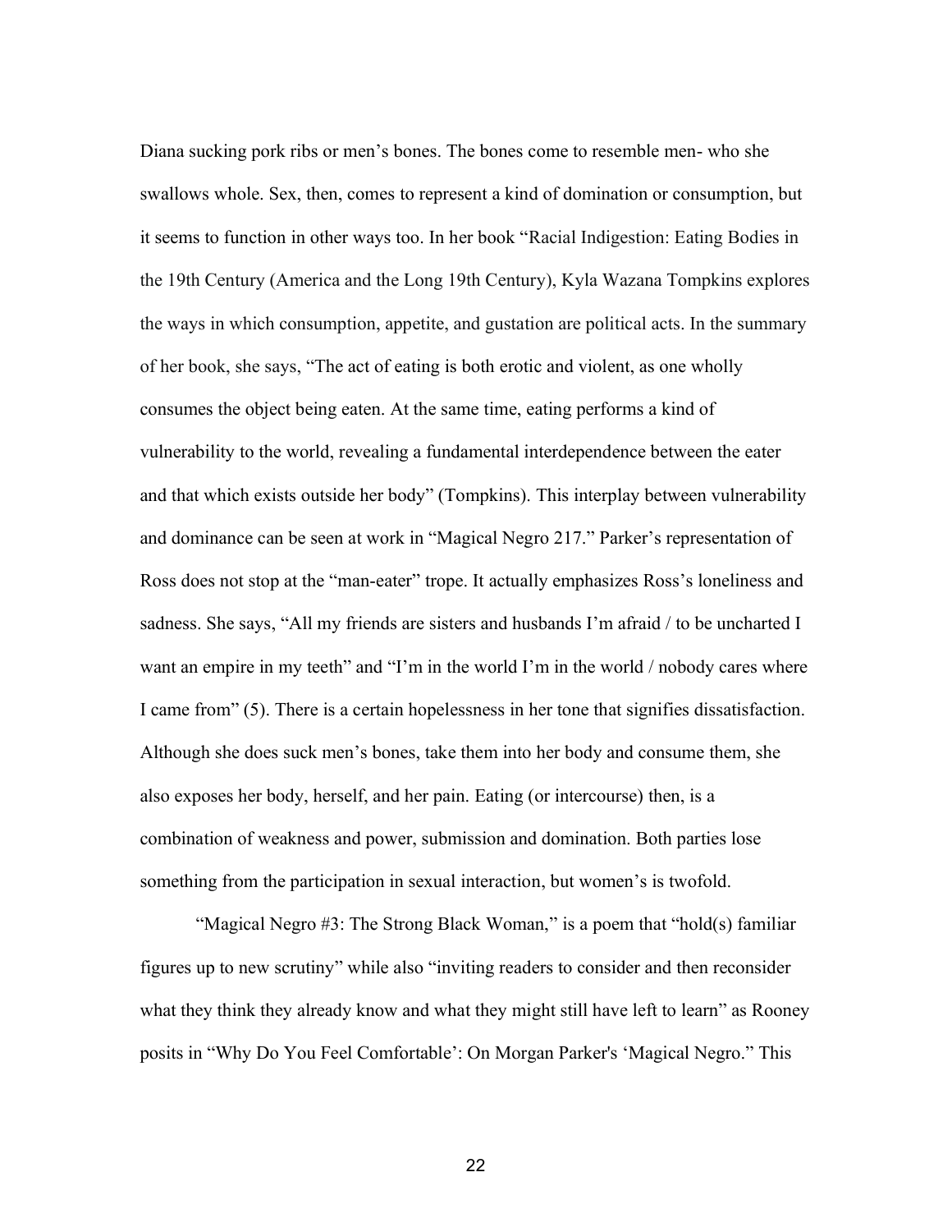Diana sucking pork ribs or men's bones. The bones come to resemble men- who she swallows whole. Sex, then, comes to represent a kind of domination or consumption, but it seems to function in other ways too. In her book "Racial Indigestion: Eating Bodies in the 19th Century (America and the Long 19th Century), Kyla Wazana Tompkins explores the ways in which consumption, appetite, and gustation are political acts. In the summary of her book, she says, "The act of eating is both erotic and violent, as one wholly consumes the object being eaten. At the same time, eating performs a kind of vulnerability to the world, revealing a fundamental interdependence between the eater and that which exists outside her body" (Tompkins). This interplay between vulnerability and dominance can be seen at work in "Magical Negro 217." Parker's representation of Ross does not stop at the "man-eater" trope. It actually emphasizes Ross's loneliness and sadness. She says, "All my friends are sisters and husbands I'm afraid / to be uncharted I want an empire in my teeth" and "I'm in the world I'm in the world / nobody cares where I came from" (5). There is a certain hopelessness in her tone that signifies dissatisfaction. Although she does suck men's bones, take them into her body and consume them, she also exposes her body, herself, and her pain. Eating (or intercourse) then, is a combination of weakness and power, submission and domination. Both parties lose something from the participation in sexual interaction, but women's is twofold.

"Magical Negro #3: The Strong Black Woman," is a poem that "hold(s) familiar figures up to new scrutiny" while also "inviting readers to consider and then reconsider what they think they already know and what they might still have left to learn" as Rooney posits in "Why Do You Feel Comfortable': On Morgan Parker's 'Magical Negro." This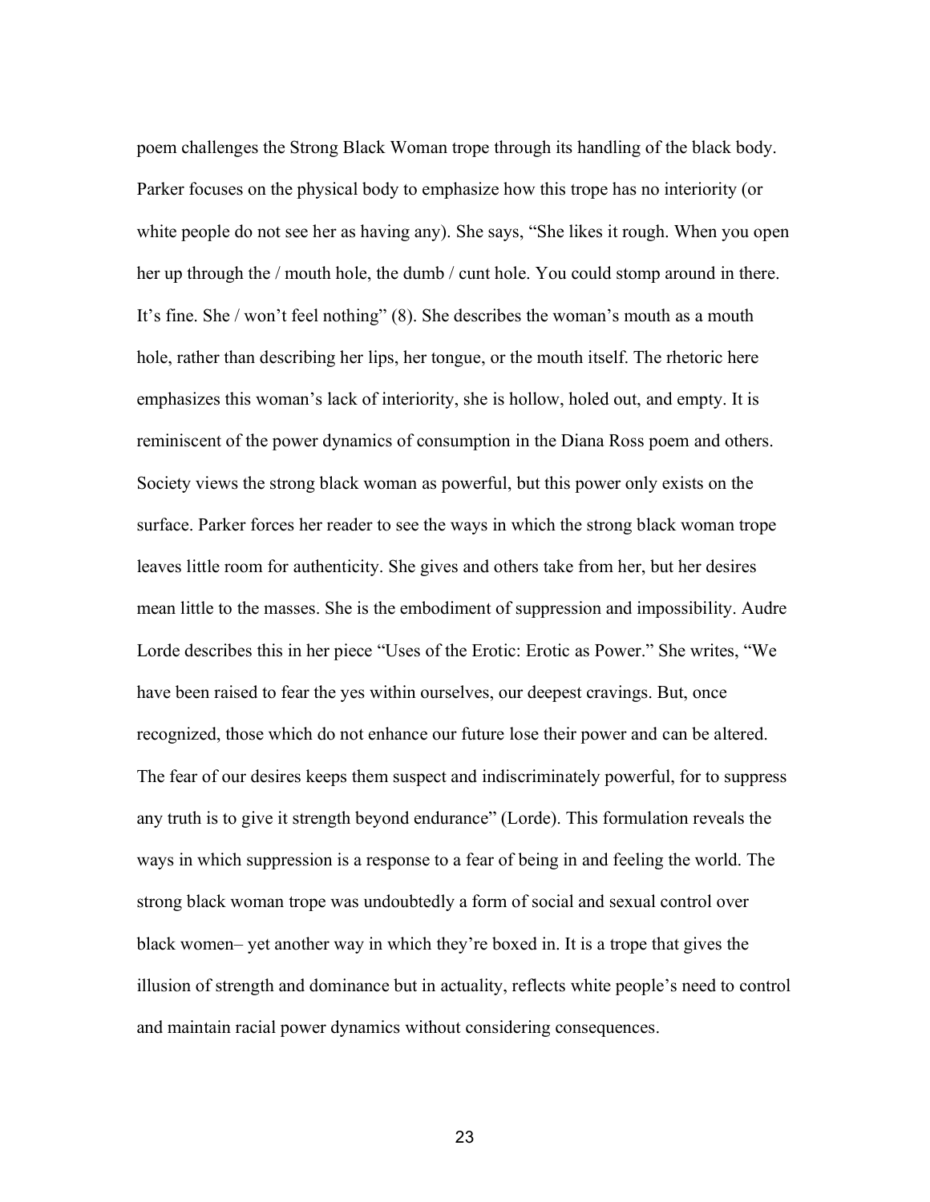poem challenges the Strong Black Woman trope through its handling of the black body. Parker focuses on the physical body to emphasize how this trope has no interiority (or white people do not see her as having any). She says, "She likes it rough. When you open her up through the / mouth hole, the dumb / cunt hole. You could stomp around in there. It's fine. She / won't feel nothing" (8). She describes the woman's mouth as a mouth hole, rather than describing her lips, her tongue, or the mouth itself. The rhetoric here emphasizes this woman's lack of interiority, she is hollow, holed out, and empty. It is reminiscent of the power dynamics of consumption in the Diana Ross poem and others. Society views the strong black woman as powerful, but this power only exists on the surface. Parker forces her reader to see the ways in which the strong black woman trope leaves little room for authenticity. She gives and others take from her, but her desires mean little to the masses. She is the embodiment of suppression and impossibility. Audre Lorde describes this in her piece "Uses of the Erotic: Erotic as Power." She writes, "We have been raised to fear the yes within ourselves, our deepest cravings. But, once recognized, those which do not enhance our future lose their power and can be altered. The fear of our desires keeps them suspect and indiscriminately powerful, for to suppress any truth is to give it strength beyond endurance" (Lorde). This formulation reveals the ways in which suppression is a response to a fear of being in and feeling the world. The strong black woman trope was undoubtedly a form of social and sexual control over black women– yet another way in which they're boxed in. It is a trope that gives the illusion of strength and dominance but in actuality, reflects white people's need to control and maintain racial power dynamics without considering consequences.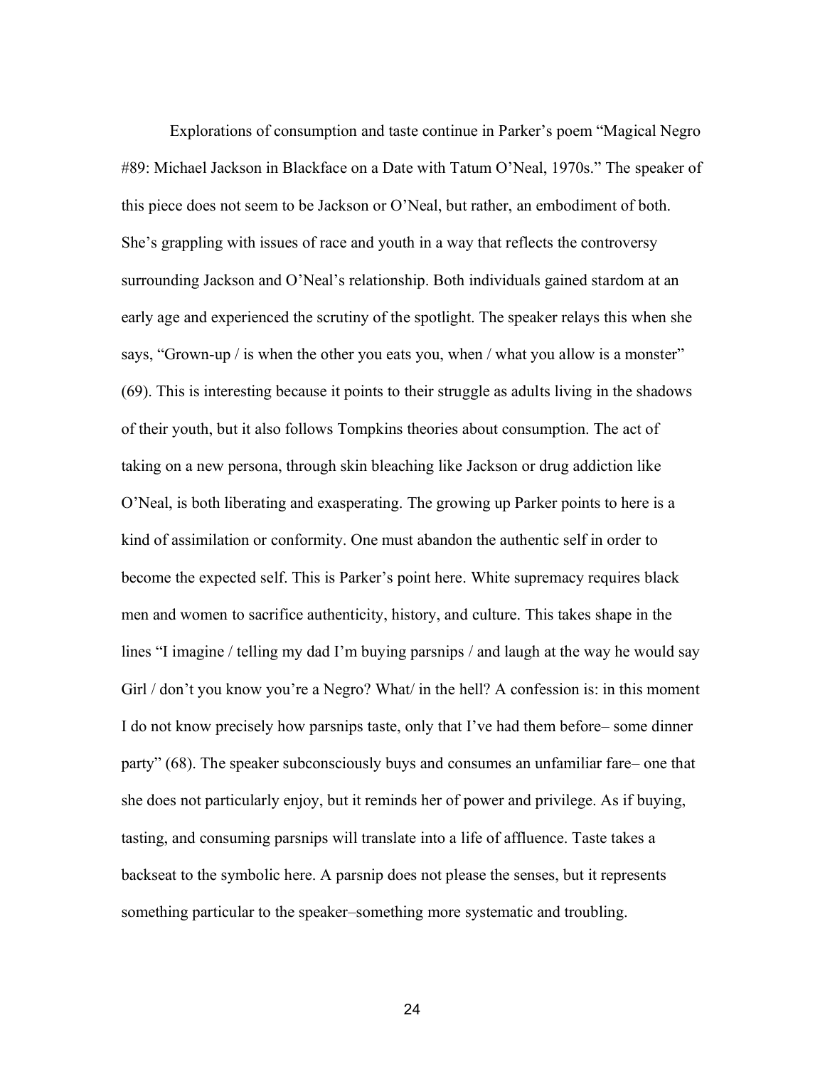Explorations of consumption and taste continue in Parker's poem "Magical Negro #89: Michael Jackson in Blackface on a Date with Tatum O'Neal, 1970s." The speaker of this piece does not seem to be Jackson or O'Neal, but rather, an embodiment of both. She's grappling with issues of race and youth in a way that reflects the controversy surrounding Jackson and O'Neal's relationship. Both individuals gained stardom at an early age and experienced the scrutiny of the spotlight. The speaker relays this when she says, "Grown-up / is when the other you eats you, when / what you allow is a monster" (69). This is interesting because it points to their struggle as adults living in the shadows of their youth, but it also follows Tompkins theories about consumption. The act of taking on a new persona, through skin bleaching like Jackson or drug addiction like O'Neal, is both liberating and exasperating. The growing up Parker points to here is a kind of assimilation or conformity. One must abandon the authentic self in order to become the expected self. This is Parker's point here. White supremacy requires black men and women to sacrifice authenticity, history, and culture. This takes shape in the lines "I imagine / telling my dad I'm buying parsnips / and laugh at the way he would say Girl / don't you know you're a Negro? What/ in the hell? A confession is: in this moment I do not know precisely how parsnips taste, only that I've had them before– some dinner party" (68). The speaker subconsciously buys and consumes an unfamiliar fare– one that she does not particularly enjoy, but it reminds her of power and privilege. As if buying, tasting, and consuming parsnips will translate into a life of affluence. Taste takes a backseat to the symbolic here. A parsnip does not please the senses, but it represents something particular to the speaker–something more systematic and troubling.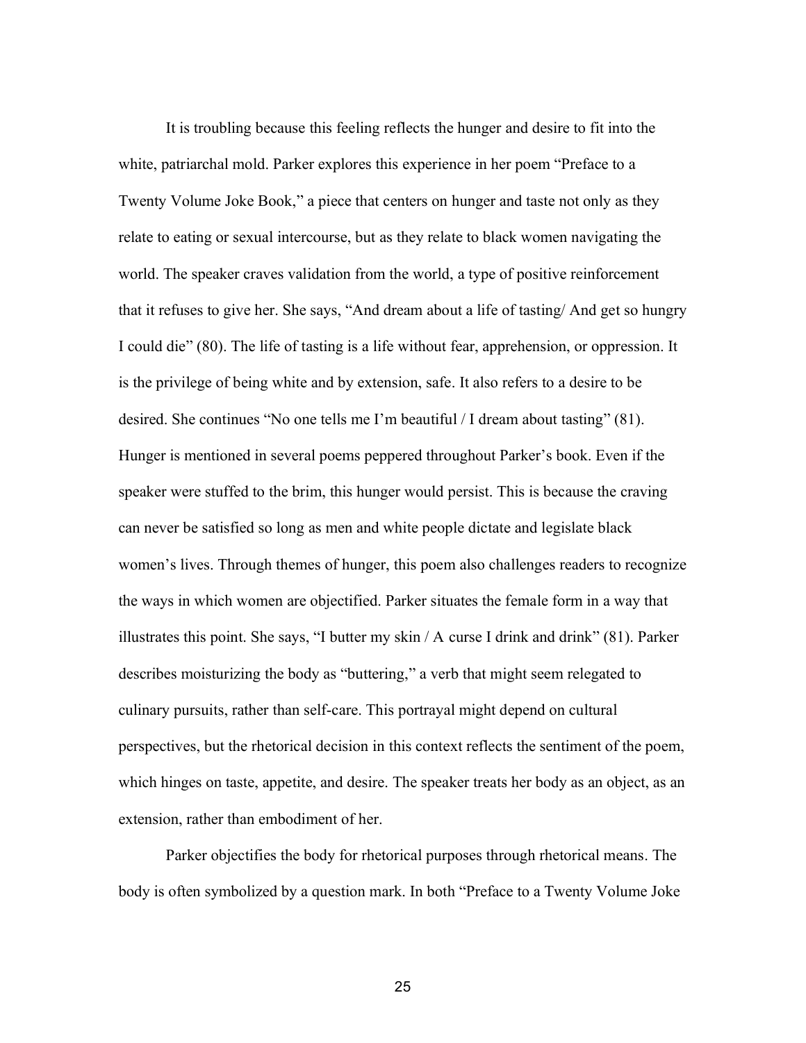It is troubling because this feeling reflects the hunger and desire to fit into the white, patriarchal mold. Parker explores this experience in her poem "Preface to a Twenty Volume Joke Book," a piece that centers on hunger and taste not only as they relate to eating or sexual intercourse, but as they relate to black women navigating the world. The speaker craves validation from the world, a type of positive reinforcement that it refuses to give her. She says, "And dream about a life of tasting/ And get so hungry I could die" (80). The life of tasting is a life without fear, apprehension, or oppression. It is the privilege of being white and by extension, safe. It also refers to a desire to be desired. She continues "No one tells me I'm beautiful / I dream about tasting" (81). Hunger is mentioned in several poems peppered throughout Parker's book. Even if the speaker were stuffed to the brim, this hunger would persist. This is because the craving can never be satisfied so long as men and white people dictate and legislate black women's lives. Through themes of hunger, this poem also challenges readers to recognize the ways in which women are objectified. Parker situates the female form in a way that illustrates this point. She says, "I butter my skin / A curse I drink and drink" (81). Parker describes moisturizing the body as "buttering," a verb that might seem relegated to culinary pursuits, rather than self-care. This portrayal might depend on cultural perspectives, but the rhetorical decision in this context reflects the sentiment of the poem, which hinges on taste, appetite, and desire. The speaker treats her body as an object, as an extension, rather than embodiment of her.

Parker objectifies the body for rhetorical purposes through rhetorical means. The body is often symbolized by a question mark. In both "Preface to a Twenty Volume Joke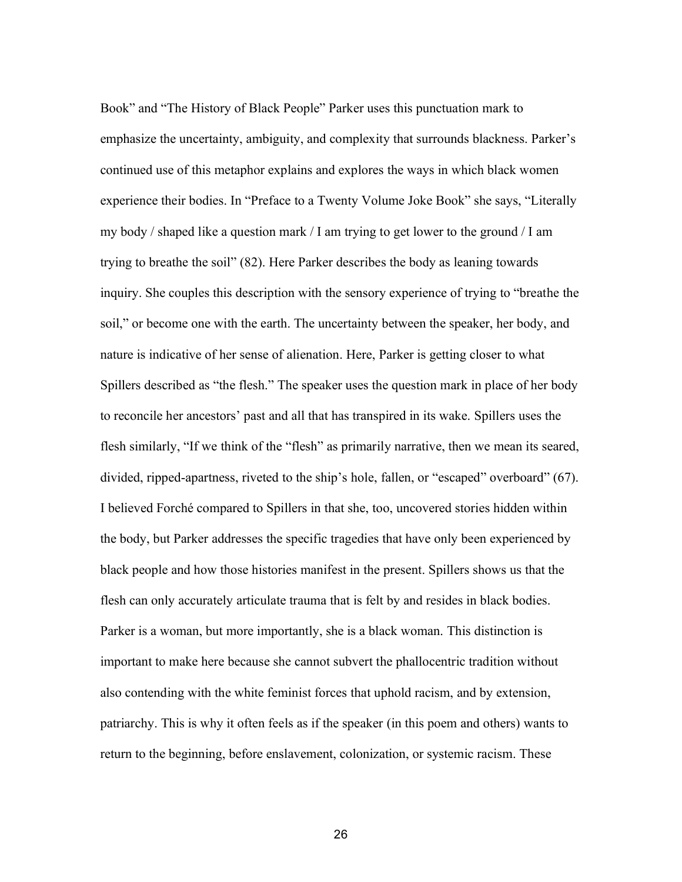Book" and "The History of Black People" Parker uses this punctuation mark to emphasize the uncertainty, ambiguity, and complexity that surrounds blackness. Parker's continued use of this metaphor explains and explores the ways in which black women experience their bodies. In "Preface to a Twenty Volume Joke Book" she says, "Literally my body / shaped like a question mark / I am trying to get lower to the ground / I am trying to breathe the soil" (82). Here Parker describes the body as leaning towards inquiry. She couples this description with the sensory experience of trying to "breathe the soil," or become one with the earth. The uncertainty between the speaker, her body, and nature is indicative of her sense of alienation. Here, Parker is getting closer to what Spillers described as "the flesh." The speaker uses the question mark in place of her body to reconcile her ancestors' past and all that has transpired in its wake. Spillers uses the flesh similarly, "If we think of the "flesh" as primarily narrative, then we mean its seared, divided, ripped-apartness, riveted to the ship's hole, fallen, or "escaped" overboard" (67). I believed Forché compared to Spillers in that she, too, uncovered stories hidden within the body, but Parker addresses the specific tragedies that have only been experienced by black people and how those histories manifest in the present. Spillers shows us that the flesh can only accurately articulate trauma that is felt by and resides in black bodies. Parker is a woman, but more importantly, she is a black woman. This distinction is important to make here because she cannot subvert the phallocentric tradition without also contending with the white feminist forces that uphold racism, and by extension, patriarchy. This is why it often feels as if the speaker (in this poem and others) wants to return to the beginning, before enslavement, colonization, or systemic racism. These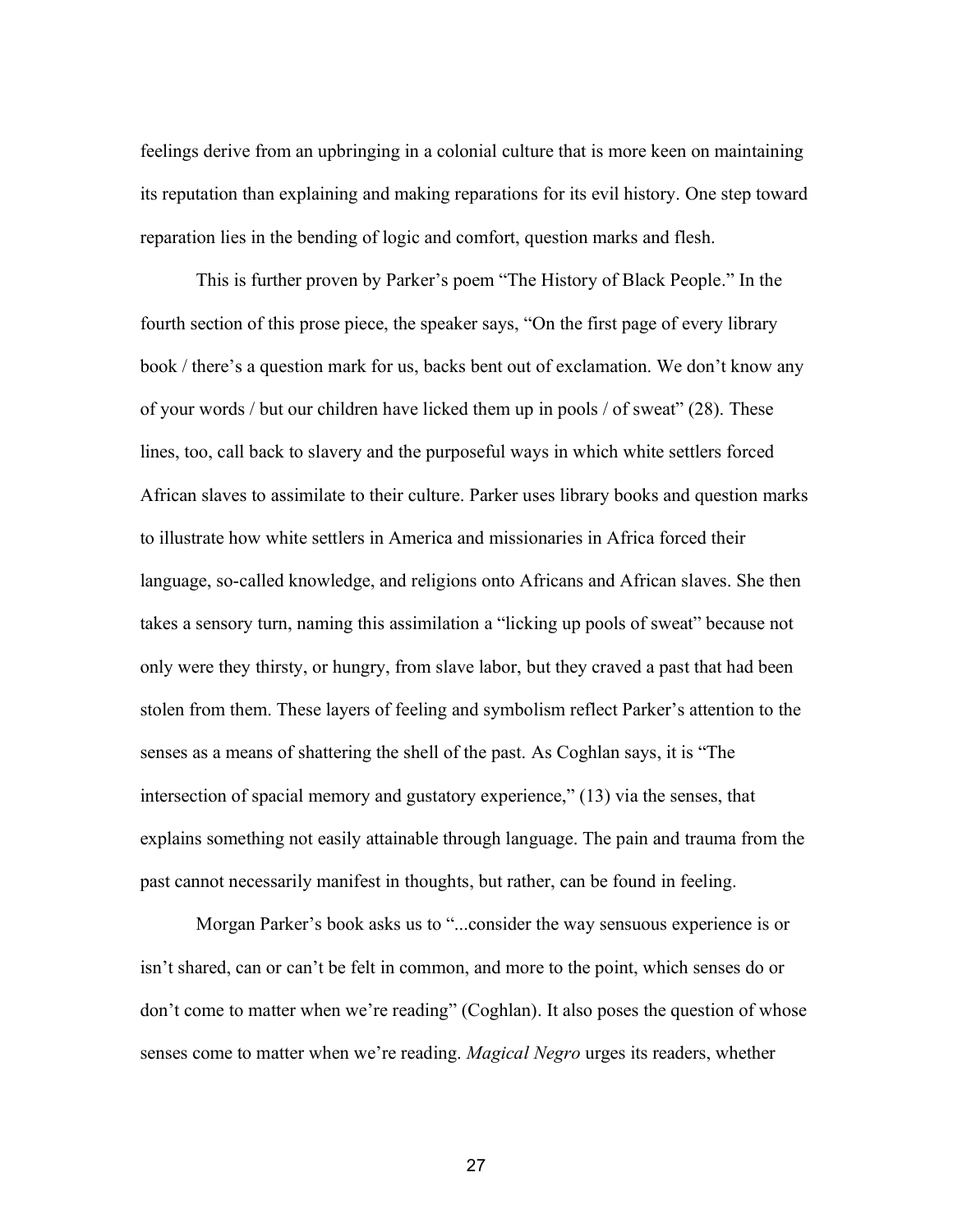feelings derive from an upbringing in a colonial culture that is more keen on maintaining its reputation than explaining and making reparations for its evil history. One step toward reparation lies in the bending of logic and comfort, question marks and flesh.

This is further proven by Parker's poem "The History of Black People." In the fourth section of this prose piece, the speaker says, "On the first page of every library book / there's a question mark for us, backs bent out of exclamation. We don't know any of your words / but our children have licked them up in pools / of sweat" (28). These lines, too, call back to slavery and the purposeful ways in which white settlers forced African slaves to assimilate to their culture. Parker uses library books and question marks to illustrate how white settlers in America and missionaries in Africa forced their language, so-called knowledge, and religions onto Africans and African slaves. She then takes a sensory turn, naming this assimilation a "licking up pools of sweat" because not only were they thirsty, or hungry, from slave labor, but they craved a past that had been stolen from them. These layers of feeling and symbolism reflect Parker's attention to the senses as a means of shattering the shell of the past. As Coghlan says, it is "The intersection of spacial memory and gustatory experience," (13) via the senses, that explains something not easily attainable through language. The pain and trauma from the past cannot necessarily manifest in thoughts, but rather, can be found in feeling.

Morgan Parker's book asks us to "...consider the way sensuous experience is or isn't shared, can or can't be felt in common, and more to the point, which senses do or don't come to matter when we're reading" (Coghlan). It also poses the question of whose senses come to matter when we're reading. *Magical Negro* urges its readers, whether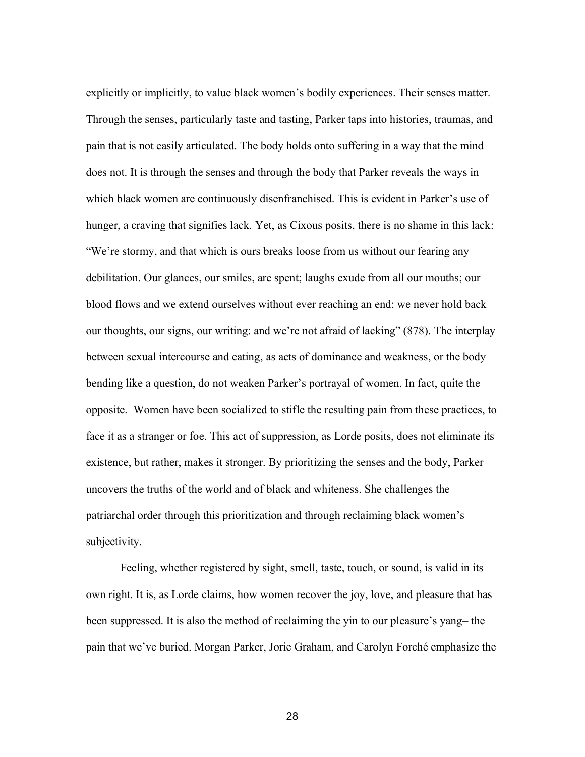explicitly or implicitly, to value black women's bodily experiences. Their senses matter. Through the senses, particularly taste and tasting, Parker taps into histories, traumas, and pain that is not easily articulated. The body holds onto suffering in a way that the mind does not. It is through the senses and through the body that Parker reveals the ways in which black women are continuously disenfranchised. This is evident in Parker's use of hunger, a craving that signifies lack. Yet, as Cixous posits, there is no shame in this lack: "We're stormy, and that which is ours breaks loose from us without our fearing any debilitation. Our glances, our smiles, are spent; laughs exude from all our mouths; our blood flows and we extend ourselves without ever reaching an end: we never hold back our thoughts, our signs, our writing: and we're not afraid of lacking" (878). The interplay between sexual intercourse and eating, as acts of dominance and weakness, or the body bending like a question, do not weaken Parker's portrayal of women. In fact, quite the opposite. Women have been socialized to stifle the resulting pain from these practices, to face it as a stranger or foe. This act of suppression, as Lorde posits, does not eliminate its existence, but rather, makes it stronger. By prioritizing the senses and the body, Parker uncovers the truths of the world and of black and whiteness. She challenges the patriarchal order through this prioritization and through reclaiming black women's subjectivity.

Feeling, whether registered by sight, smell, taste, touch, or sound, is valid in its own right. It is, as Lorde claims, how women recover the joy, love, and pleasure that has been suppressed. It is also the method of reclaiming the yin to our pleasure's yang– the pain that we've buried. Morgan Parker, Jorie Graham, and Carolyn Forché emphasize the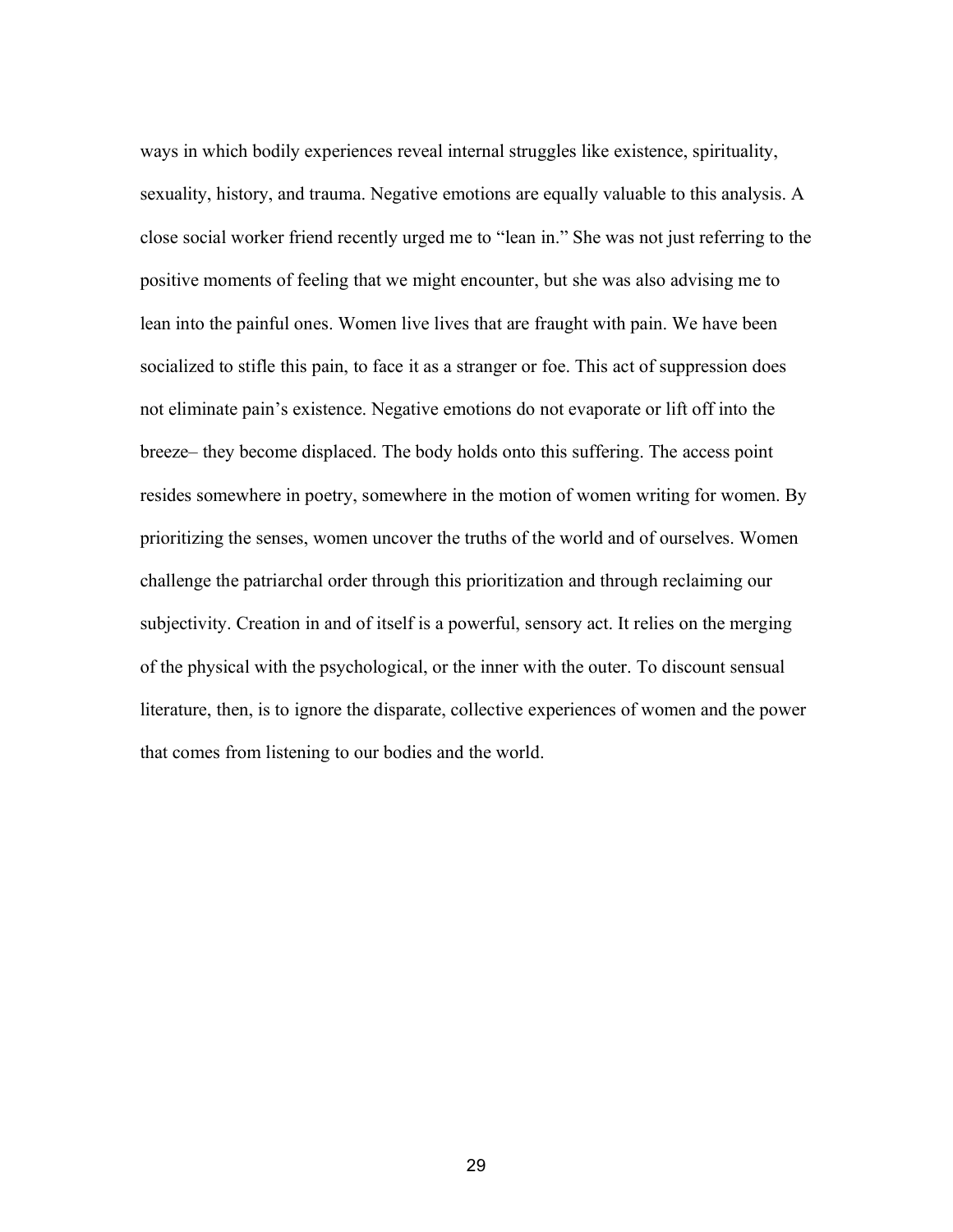ways in which bodily experiences reveal internal struggles like existence, spirituality, sexuality, history, and trauma. Negative emotions are equally valuable to this analysis. A close social worker friend recently urged me to "lean in." She was not just referring to the positive moments of feeling that we might encounter, but she was also advising me to lean into the painful ones. Women live lives that are fraught with pain. We have been socialized to stifle this pain, to face it as a stranger or foe. This act of suppression does not eliminate pain's existence. Negative emotions do not evaporate or lift off into the breeze– they become displaced. The body holds onto this suffering. The access point resides somewhere in poetry, somewhere in the motion of women writing for women. By prioritizing the senses, women uncover the truths of the world and of ourselves. Women challenge the patriarchal order through this prioritization and through reclaiming our subjectivity. Creation in and of itself is a powerful, sensory act. It relies on the merging of the physical with the psychological, or the inner with the outer. To discount sensual literature, then, is to ignore the disparate, collective experiences of women and the power that comes from listening to our bodies and the world.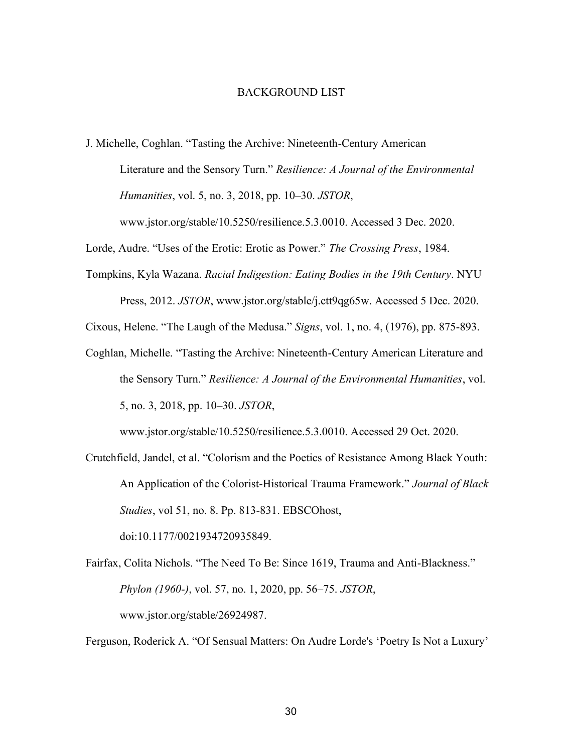# BACKGROUND LIST

J. Michelle, Coghlan. "Tasting the Archive: Nineteenth-Century American Literature and the Sensory Turn." *Resilience: A Journal of the Environmental Humanities*, vol. 5, no. 3, 2018, pp. 10–30. *JSTOR*, www.jstor.org/stable/10.5250/resilience.5.3.0010. Accessed 3 Dec. 2020.

Lorde, Audre. "Uses of the Erotic: Erotic as Power." *The Crossing Press*, 1984.

Tompkins, Kyla Wazana. *Racial Indigestion: Eating Bodies in the 19th Century*. NYU Press, 2012. *JSTOR*, www.jstor.org/stable/j.ctt9qg65w. Accessed 5 Dec. 2020.

Cixous, Helene. "The Laugh of the Medusa." *Signs*, vol. 1, no. 4, (1976), pp. 875-893.

Coghlan, Michelle. "Tasting the Archive: Nineteenth-Century American Literature and the Sensory Turn." *Resilience: A Journal of the Environmental Humanities*, vol. 5, no. 3, 2018, pp. 10–30. *JSTOR*, www.jstor.org/stable/10.5250/resilience.5.3.0010. Accessed 29 Oct. 2020.

Crutchfield, Jandel, et al. "Colorism and the Poetics of Resistance Among Black Youth: An Application of the Colorist-Historical Trauma Framework." *Journal of Black Studies*, vol 51, no. 8. Pp. 813-831. EBSCOhost, doi:10.1177/0021934720935849.

Fairfax, Colita Nichols. "The Need To Be: Since 1619, Trauma and Anti-Blackness." *Phylon (1960-)*, vol. 57, no. 1, 2020, pp. 56–75. *JSTOR*, www.jstor.org/stable/26924987.

Ferguson, Roderick A. "Of Sensual Matters: On Audre Lorde's 'Poetry Is Not a Luxury'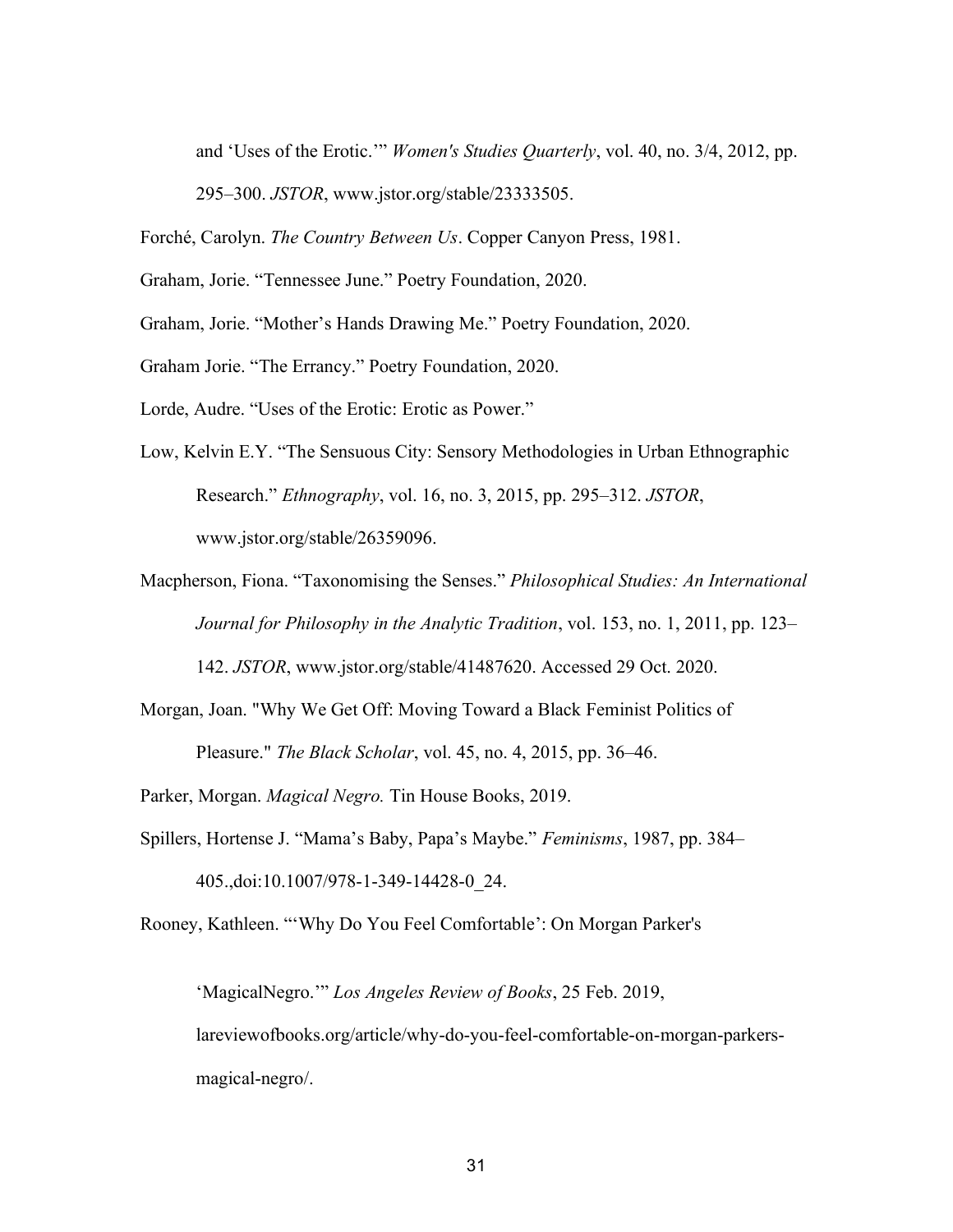and 'Uses of the Erotic.'" *Women's Studies Quarterly*, vol. 40, no. 3/4, 2012, pp. 295–300. *JSTOR*, www.jstor.org/stable/23333505.

Forché, Carolyn. *The Country Between Us*. Copper Canyon Press, 1981.

Graham, Jorie. "Tennessee June." Poetry Foundation, 2020.

Graham, Jorie. "Mother's Hands Drawing Me." Poetry Foundation, 2020.

Graham Jorie. "The Errancy." Poetry Foundation, 2020.

Lorde, Audre. "Uses of the Erotic: Erotic as Power."

Low, Kelvin E.Y. "The Sensuous City: Sensory Methodologies in Urban Ethnographic Research." *Ethnography*, vol. 16, no. 3, 2015, pp. 295–312. *JSTOR*, www.jstor.org/stable/26359096.

Macpherson, Fiona. "Taxonomising the Senses." *Philosophical Studies: An International Journal for Philosophy in the Analytic Tradition*, vol. 153, no. 1, 2011, pp. 123–142. *JSTOR*, www.jstor.org/stable/41487620. Accessed 29 Oct. 2020.

Morgan, Joan. "Why We Get Off: Moving Toward a Black Feminist Politics of Pleasure." *The Black Scholar*, vol. 45, no. 4, 2015, pp. 36–46.

Parker, Morgan. *Magical Negro.* Tin House Books, 2019.

Spillers, Hortense J. "Mama's Baby, Papa's Maybe." *Feminisms*, 1987, pp. 384–405.,doi:10.1007/978-1-349-14428-0_24.

Rooney, Kathleen. "'Why Do You Feel Comfortable': On Morgan Parker's 'MagicalNegro.'" *Los Angeles Review of Books*, 25 Feb. 2019, lareviewofbooks.org/article/why-do-you-feel-comfortable-on-morgan-parkers-magical-negro/.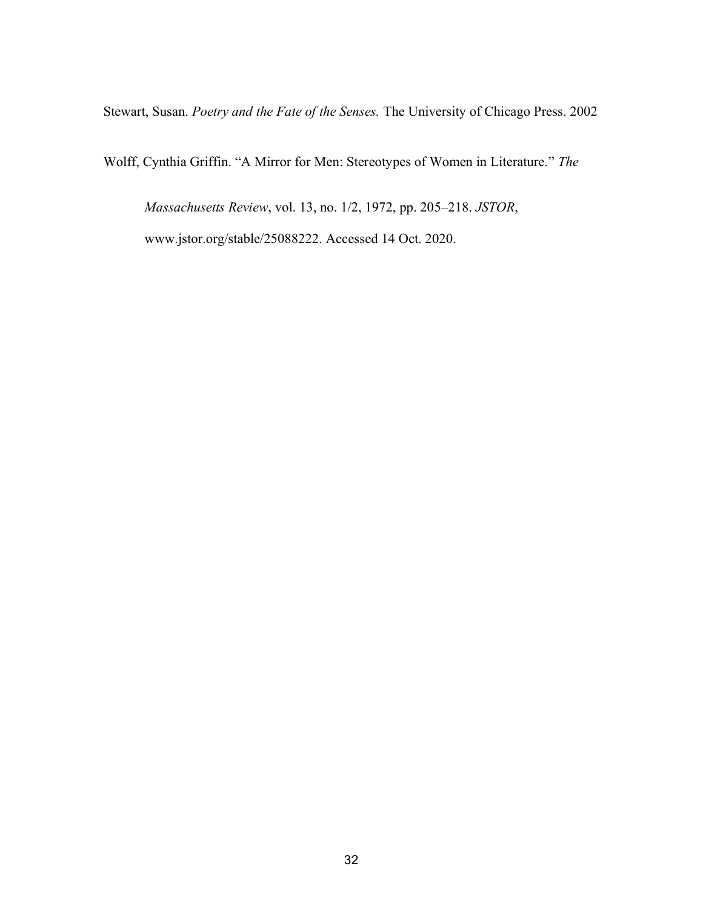Stewart, Susan. *Poetry and the Fate of the Senses.* The University of Chicago Press. 2002

Wolff, Cynthia Griffin. "A Mirror for Men: Stereotypes of Women in Literature." *The Massachusetts Review*, vol. 13, no. 1/2, 1972, pp. 205–218. *JSTOR*, www.jstor.org/stable/25088222. Accessed 14 Oct. 2020.